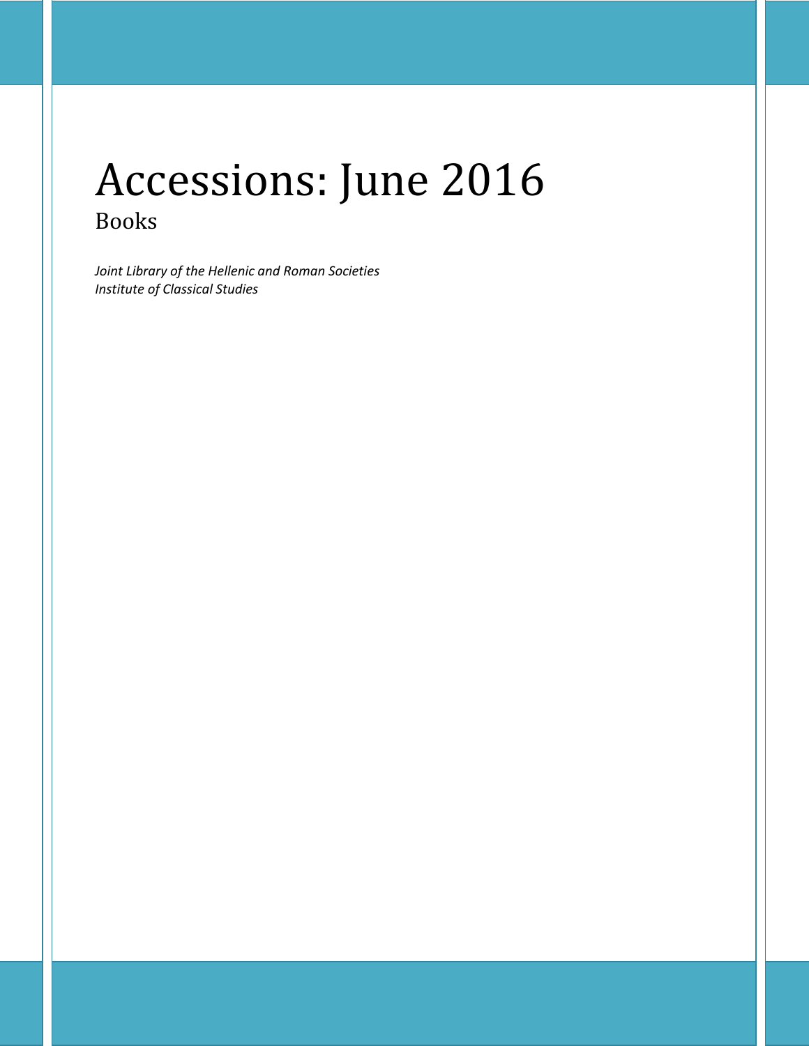# Accessions: June 2016

## Books

*Joint Library of the Hellenic and Roman Societies*
*Institute of Classical Studies*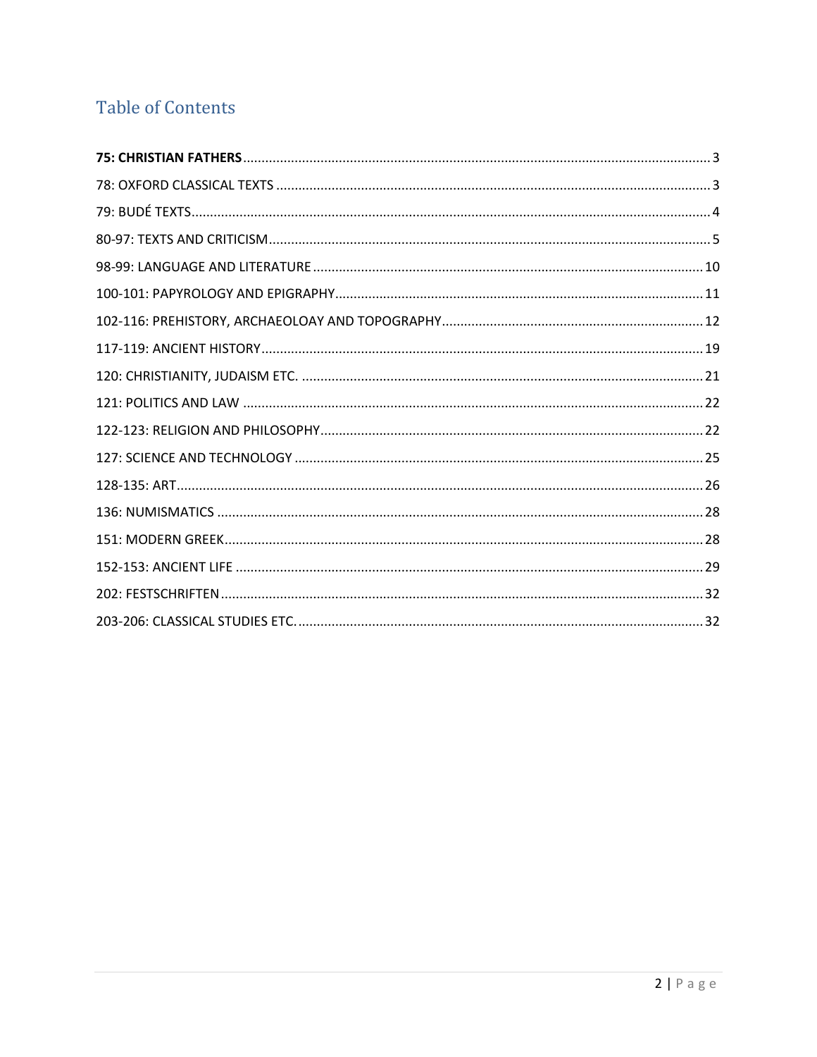## Table of Contents

**75: CHRISTIAN FATHERS** ........ 3
78: OXFORD CLASSICAL TEXTS ........ 3
79: BUDÉ TEXTS ........ 4
80-97: TEXTS AND CRITICISM ........ 5
98-99: LANGUAGE AND LITERATURE ........ 10
100-101: PAPYROLOGY AND EPIGRAPHY ........ 11
102-116: PREHISTORY, ARCHAEOLOAY AND TOPOGRAPHY ........ 12
117-119: ANCIENT HISTORY ........ 19
120: CHRISTIANITY, JUDAISM ETC. ........ 21
121: POLITICS AND LAW ........ 22
122-123: RELIGION AND PHILOSOPHY ........ 22
127: SCIENCE AND TECHNOLOGY ........ 25
128-135: ART ........ 26
136: NUMISMATICS ........ 28
151: MODERN GREEK ........ 28
152-153: ANCIENT LIFE ........ 29
202: FESTSCHRIFTEN ........ 32
203-206: CLASSICAL STUDIES ETC. ........ 32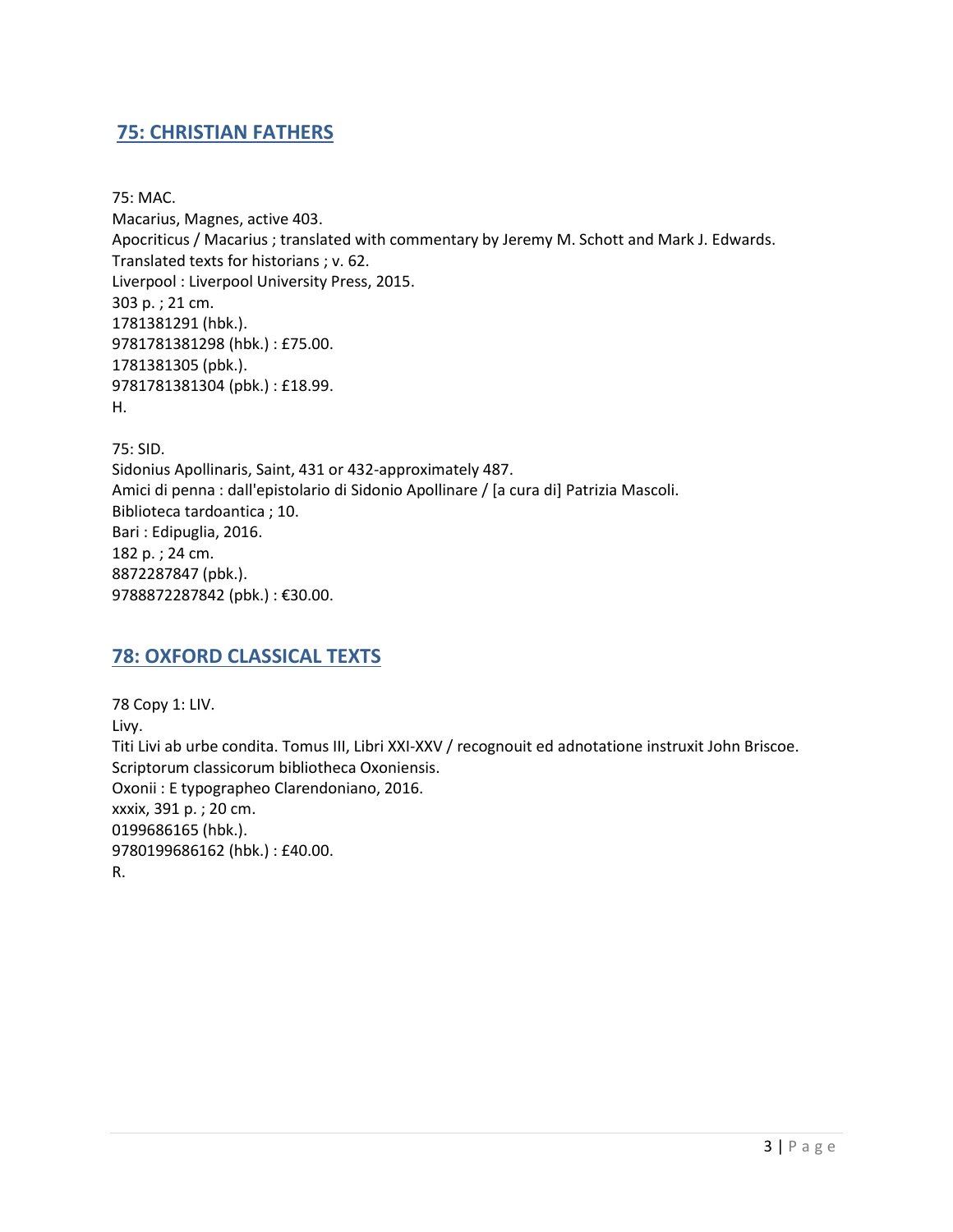## 75: CHRISTIAN FATHERS

75: MAC.
Macarius, Magnes, active 403.
Apocriticus / Macarius ; translated with commentary by Jeremy M. Schott and Mark J. Edwards.
Translated texts for historians ; v. 62.
Liverpool : Liverpool University Press, 2015.
303 p. ; 21 cm.
1781381291 (hbk.).
9781781381298 (hbk.) : £75.00.
1781381305 (pbk.).
9781781381304 (pbk.) : £18.99.
H.

75: SID.
Sidonius Apollinaris, Saint, 431 or 432-approximately 487.
Amici di penna : dall'epistolario di Sidonio Apollinare / [a cura di] Patrizia Mascoli.
Biblioteca tardoantica ; 10.
Bari : Edipuglia, 2016.
182 p. ; 24 cm.
8872287847 (pbk.).
9788872287842 (pbk.) : €30.00.

## 78: OXFORD CLASSICAL TEXTS

78 Copy 1: LIV.
Livy.
Titi Livi ab urbe condita. Tomus III, Libri XXI-XXV / recognouit ed adnotatione instruxit John Briscoe.
Scriptorum classicorum bibliotheca Oxoniensis.
Oxonii : E typographeo Clarendoniano, 2016.
xxxix, 391 p. ; 20 cm.
0199686165 (hbk.).
9780199686162 (hbk.) : £40.00.
R.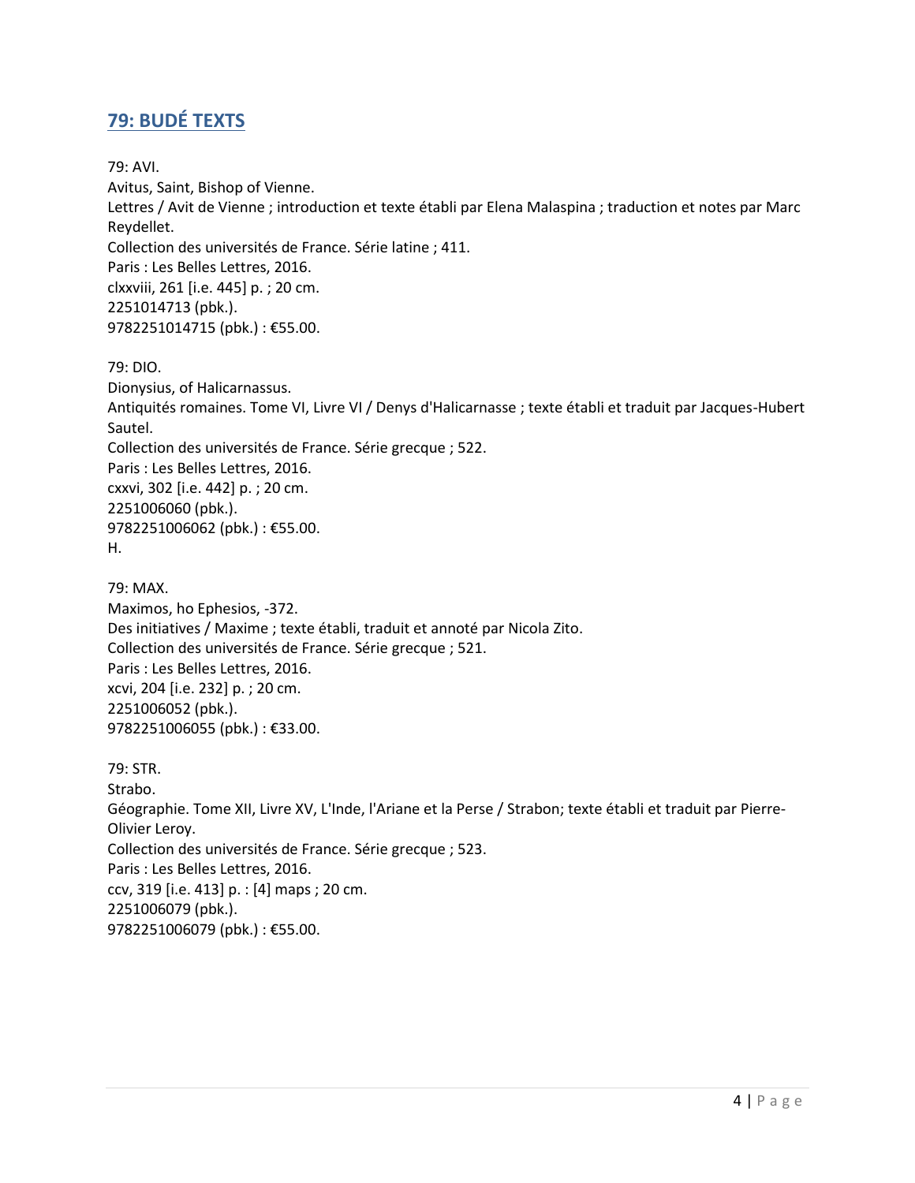## 79: BUDÉ TEXTS

79: AVI.
Avitus, Saint, Bishop of Vienne.
Lettres / Avit de Vienne ; introduction et texte établi par Elena Malaspina ; traduction et notes par Marc Reydellet.
Collection des universités de France. Série latine ; 411.
Paris : Les Belles Lettres, 2016.
clxxviii, 261 [i.e. 445] p. ; 20 cm.
2251014713 (pbk.).
9782251014715 (pbk.) : €55.00.

79: DIO.
Dionysius, of Halicarnassus.
Antiquités romaines. Tome VI, Livre VI / Denys d'Halicarnasse ; texte établi et traduit par Jacques-Hubert Sautel.
Collection des universités de France. Série grecque ; 522.
Paris : Les Belles Lettres, 2016.
cxxvi, 302 [i.e. 442] p. ; 20 cm.
2251006060 (pbk.).
9782251006062 (pbk.) : €55.00.
H.

79: MAX.
Maximos, ho Ephesios, -372.
Des initiatives / Maxime ; texte établi, traduit et annoté par Nicola Zito.
Collection des universités de France. Série grecque ; 521.
Paris : Les Belles Lettres, 2016.
xcvi, 204 [i.e. 232] p. ; 20 cm.
2251006052 (pbk.).
9782251006055 (pbk.) : €33.00.

79: STR.
Strabo.
Géographie. Tome XII, Livre XV, L'Inde, l'Ariane et la Perse / Strabon; texte établi et traduit par Pierre-Olivier Leroy.
Collection des universités de France. Série grecque ; 523.
Paris : Les Belles Lettres, 2016.
ccv, 319 [i.e. 413] p. : [4] maps ; 20 cm.
2251006079 (pbk.).
9782251006079 (pbk.) : €55.00.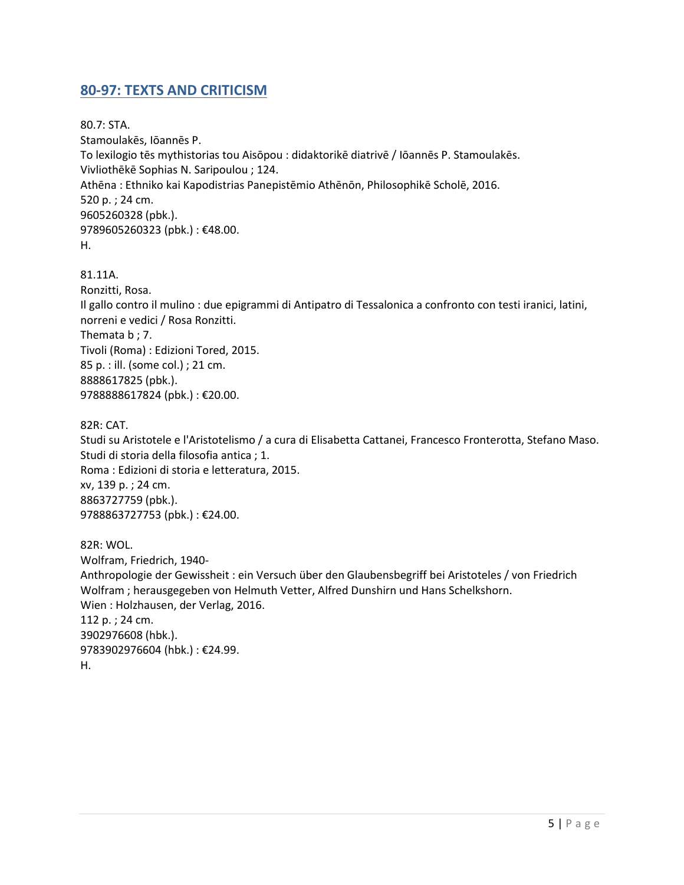## 80-97: TEXTS AND CRITICISM

80.7: STA.
Stamoulakēs, Iōannēs P.
To lexilogio tēs mythistorias tou Aisōpou : didaktorikē diatrivē / Iōannēs P. Stamoulakēs.
Vivliothēkē Sophias N. Saripoulou ; 124.
Athēna : Ethniko kai Kapodistrias Panepistēmio Athēnōn, Philosophikē Scholē, 2016.
520 p. ; 24 cm.
9605260328 (pbk.).
9789605260323 (pbk.) : €48.00.
H.

81.11A.
Ronzitti, Rosa.
Il gallo contro il mulino : due epigrammi di Antipatro di Tessalonica a confronto con testi iranici, latini, norreni e vedici / Rosa Ronzitti.
Themata b ; 7.
Tivoli (Roma) : Edizioni Tored, 2015.
85 p. : ill. (some col.) ; 21 cm.
8888617825 (pbk.).
9788888617824 (pbk.) : €20.00.

82R: CAT.
Studi su Aristotele e l'Aristotelismo / a cura di Elisabetta Cattanei, Francesco Fronterotta, Stefano Maso.
Studi di storia della filosofia antica ; 1.
Roma : Edizioni di storia e letteratura, 2015.
xv, 139 p. ; 24 cm.
8863727759 (pbk.).
9788863727753 (pbk.) : €24.00.

82R: WOL.
Wolfram, Friedrich, 1940-
Anthropologie der Gewissheit : ein Versuch über den Glaubensbegriff bei Aristoteles / von Friedrich Wolfram ; herausgegeben von Helmuth Vetter, Alfred Dunshirn und Hans Schelkshorn.
Wien : Holzhausen, der Verlag, 2016.
112 p. ; 24 cm.
3902976608 (hbk.).
9783902976604 (hbk.) : €24.99.
H.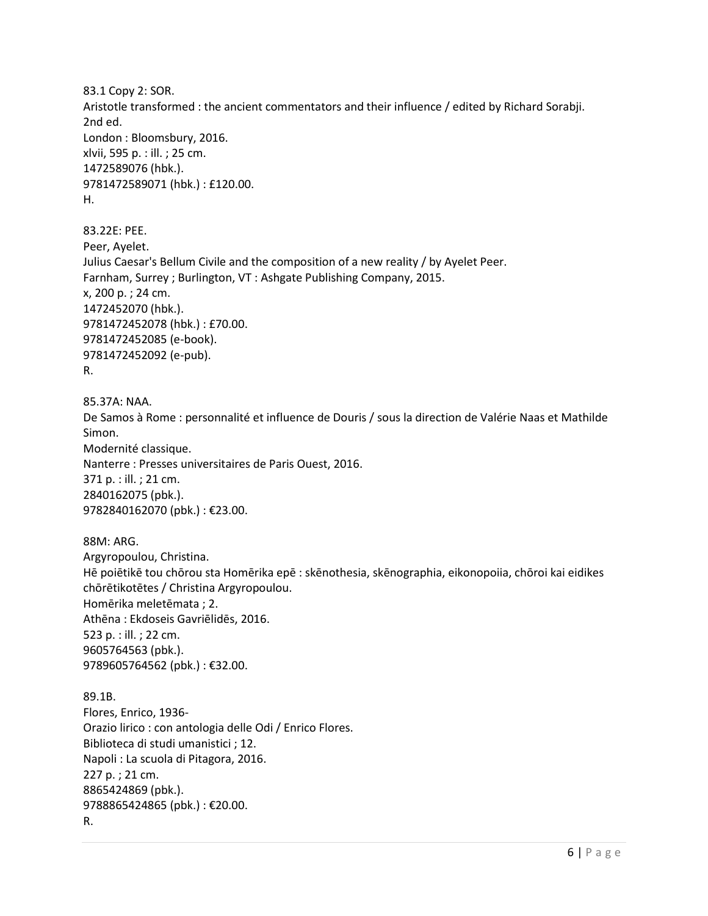83.1 Copy 2: SOR.
Aristotle transformed : the ancient commentators and their influence / edited by Richard Sorabji.
2nd ed.
London : Bloomsbury, 2016.
xlvii, 595 p. : ill. ; 25 cm.
1472589076 (hbk.).
9781472589071 (hbk.) : £120.00.
H.

83.22E: PEE.
Peer, Ayelet.
Julius Caesar's Bellum Civile and the composition of a new reality / by Ayelet Peer.
Farnham, Surrey ; Burlington, VT : Ashgate Publishing Company, 2015.
x, 200 p. ; 24 cm.
1472452070 (hbk.).
9781472452078 (hbk.) : £70.00.
9781472452085 (e-book).
9781472452092 (e-pub).
R.

85.37A: NAA.
De Samos à Rome : personnalité et influence de Douris / sous la direction de Valérie Naas et Mathilde Simon.
Modernité classique.
Nanterre : Presses universitaires de Paris Ouest, 2016.
371 p. : ill. ; 21 cm.
2840162075 (pbk.).
9782840162070 (pbk.) : €23.00.

88M: ARG.
Argyropoulou, Christina.
Hē poiētikē tou chōrou sta Homērika epē : skēnothesia, skēnographia, eikonopoiia, chōroi kai eidikes chōrētikotētes / Christina Argyropoulou.
Homērika meletēmata ; 2.
Athēna : Ekdoseis Gavriēlidēs, 2016.
523 p. : ill. ; 22 cm.
9605764563 (pbk.).
9789605764562 (pbk.) : €32.00.

89.1B.
Flores, Enrico, 1936-
Orazio lirico : con antologia delle Odi / Enrico Flores.
Biblioteca di studi umanistici ; 12.
Napoli : La scuola di Pitagora, 2016.
227 p. ; 21 cm.
8865424869 (pbk.).
9788865424865 (pbk.) : €20.00.
R.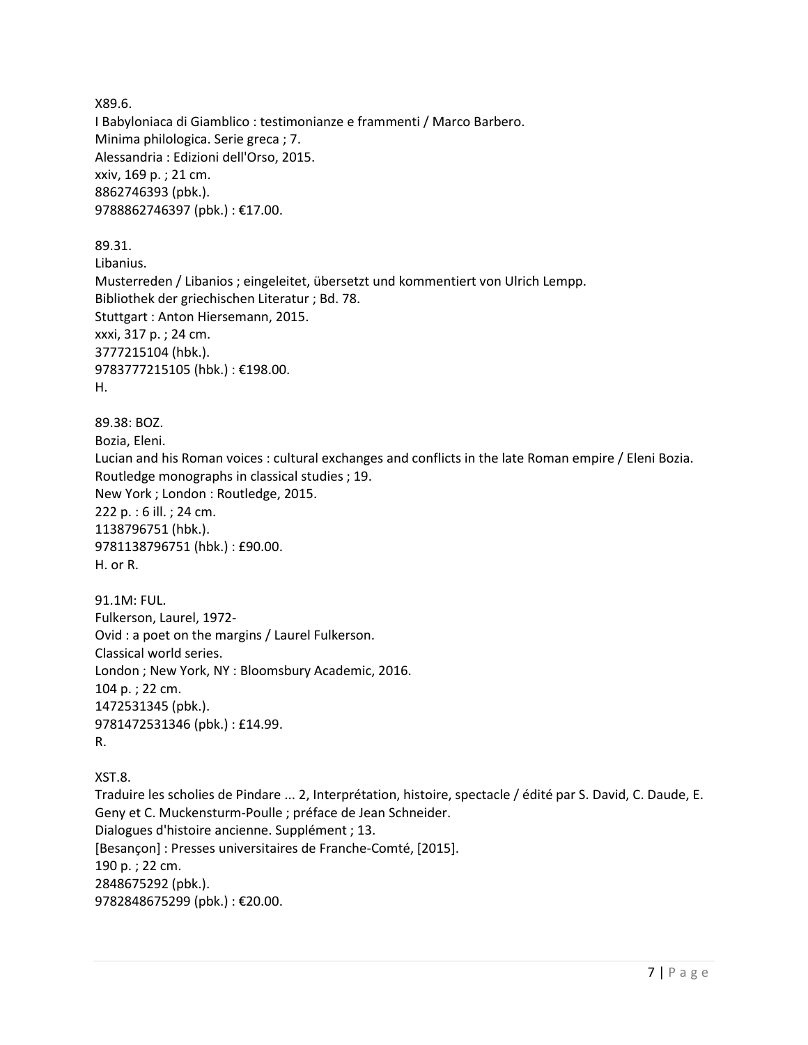X89.6.
I Babyloniaca di Giamblico : testimonianze e frammenti / Marco Barbero.
Minima philologica. Serie greca ; 7.
Alessandria : Edizioni dell'Orso, 2015.
xxiv, 169 p. ; 21 cm.
8862746393 (pbk.).
9788862746397 (pbk.) : €17.00.

89.31.
Libanius.
Musterreden / Libanios ; eingeleitet, übersetzt und kommentiert von Ulrich Lempp.
Bibliothek der griechischen Literatur ; Bd. 78.
Stuttgart : Anton Hiersemann, 2015.
xxxi, 317 p. ; 24 cm.
3777215104 (hbk.).
9783777215105 (hbk.) : €198.00.
H.

89.38: BOZ.
Bozia, Eleni.
Lucian and his Roman voices : cultural exchanges and conflicts in the late Roman empire / Eleni Bozia.
Routledge monographs in classical studies ; 19.
New York ; London : Routledge, 2015.
222 p. : 6 ill. ; 24 cm.
1138796751 (hbk.).
9781138796751 (hbk.) : £90.00.
H. or R.

91.1M: FUL.
Fulkerson, Laurel, 1972-
Ovid : a poet on the margins / Laurel Fulkerson.
Classical world series.
London ; New York, NY : Bloomsbury Academic, 2016.
104 p. ; 22 cm.
1472531345 (pbk.).
9781472531346 (pbk.) : £14.99.
R.

XST.8.
Traduire les scholies de Pindare ... 2, Interprétation, histoire, spectacle / édité par S. David, C. Daude, E. Geny et C. Muckensturm-Poulle ; préface de Jean Schneider.
Dialogues d'histoire ancienne. Supplément ; 13.
[Besançon] : Presses universitaires de Franche-Comté, [2015].
190 p. ; 22 cm.
2848675292 (pbk.).
9782848675299 (pbk.) : €20.00.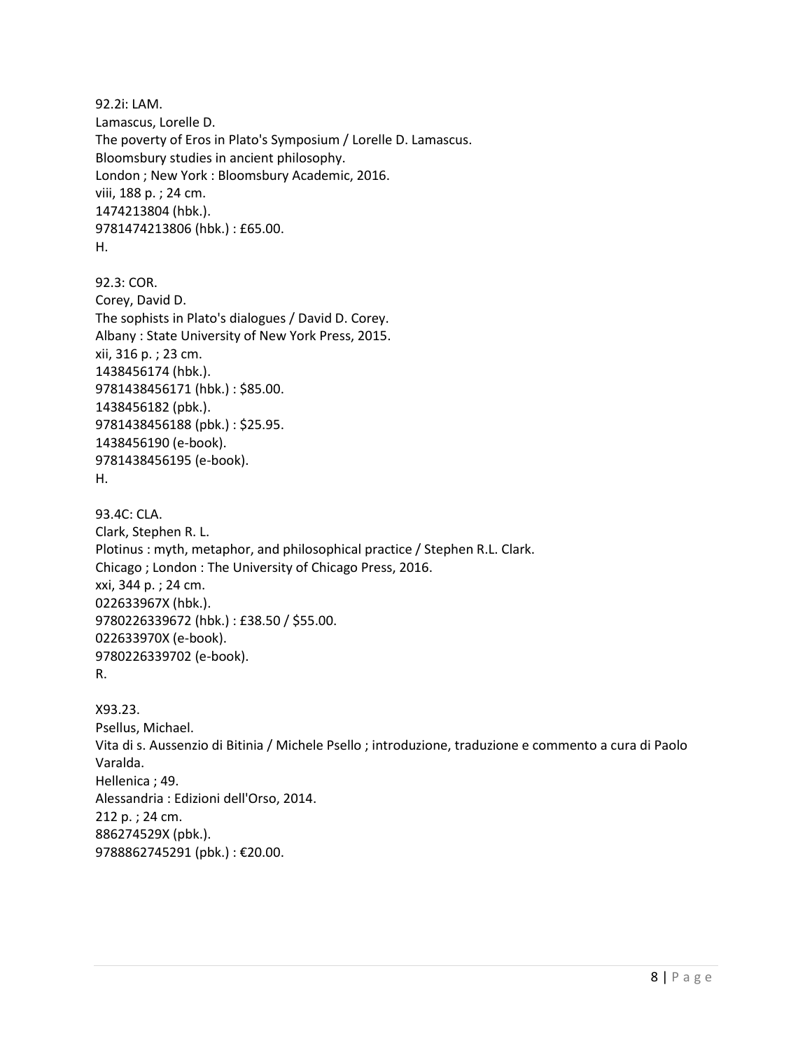92.2i: LAM.
Lamascus, Lorelle D.
The poverty of Eros in Plato's Symposium / Lorelle D. Lamascus.
Bloomsbury studies in ancient philosophy.
London ; New York : Bloomsbury Academic, 2016.
viii, 188 p. ; 24 cm.
1474213804 (hbk.).
9781474213806 (hbk.) : £65.00.
H.

92.3: COR.
Corey, David D.
The sophists in Plato's dialogues / David D. Corey.
Albany : State University of New York Press, 2015.
xii, 316 p. ; 23 cm.
1438456174 (hbk.).
9781438456171 (hbk.) : $85.00.
1438456182 (pbk.).
9781438456188 (pbk.) : $25.95.
1438456190 (e-book).
9781438456195 (e-book).
H.

93.4C: CLA.
Clark, Stephen R. L.
Plotinus : myth, metaphor, and philosophical practice / Stephen R.L. Clark.
Chicago ; London : The University of Chicago Press, 2016.
xxi, 344 p. ; 24 cm.
022633967X (hbk.).
9780226339672 (hbk.) : £38.50 / $55.00.
022633970X (e-book).
9780226339702 (e-book).
R.

X93.23.
Psellus, Michael.
Vita di s. Aussenzio di Bitinia / Michele Psello ; introduzione, traduzione e commento a cura di Paolo Varalda.
Hellenica ; 49.
Alessandria : Edizioni dell'Orso, 2014.
212 p. ; 24 cm.
886274529X (pbk.).
9788862745291 (pbk.) : €20.00.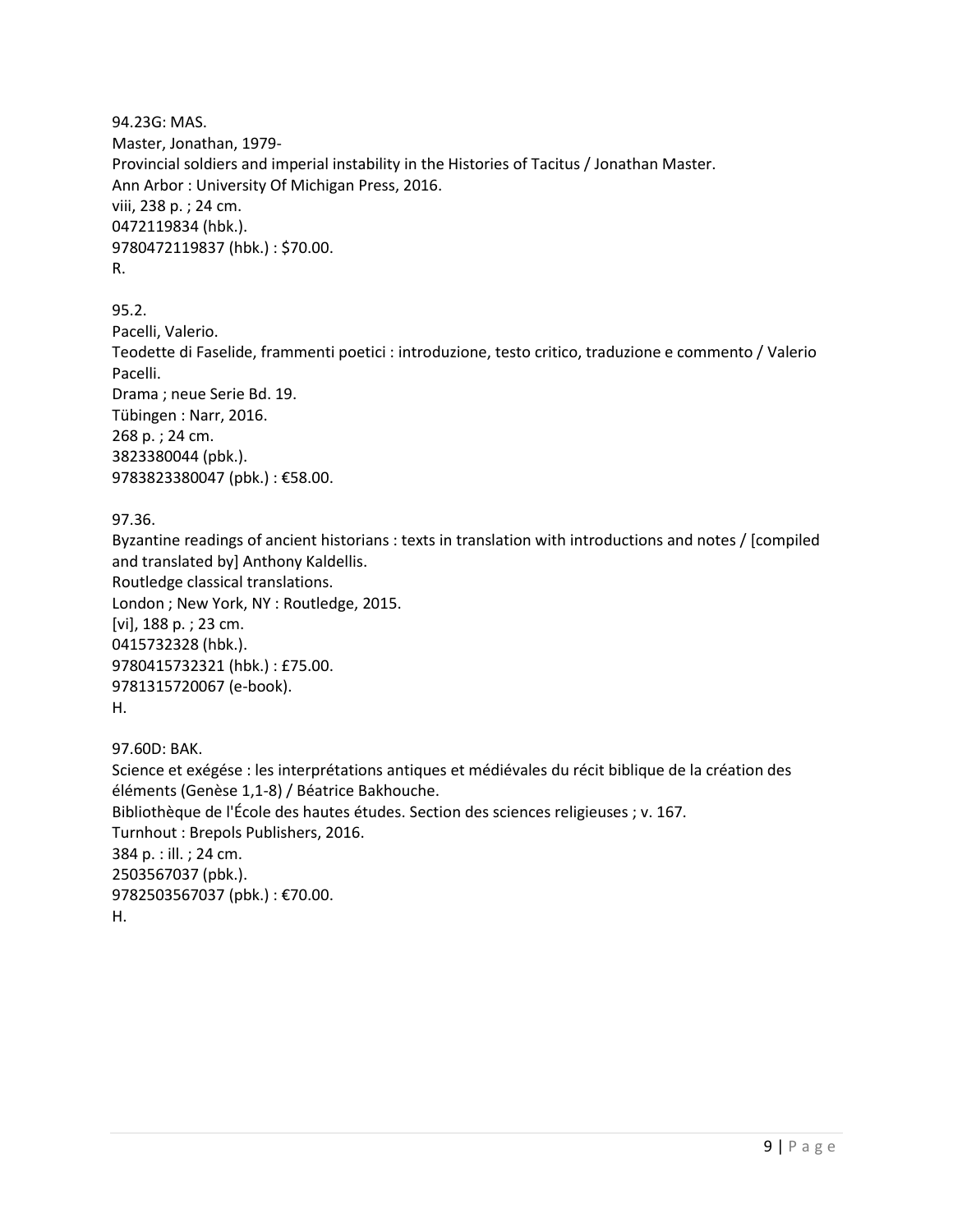94.23G: MAS.
Master, Jonathan, 1979-
Provincial soldiers and imperial instability in the Histories of Tacitus / Jonathan Master.
Ann Arbor : University Of Michigan Press, 2016.
viii, 238 p. ; 24 cm.
0472119834 (hbk.).
9780472119837 (hbk.) : $70.00.
R.

95.2.
Pacelli, Valerio.
Teodette di Faselide, frammenti poetici : introduzione, testo critico, traduzione e commento / Valerio Pacelli.
Drama ; neue Serie Bd. 19.
Tübingen : Narr, 2016.
268 p. ; 24 cm.
3823380044 (pbk.).
9783823380047 (pbk.) : €58.00.

97.36.
Byzantine readings of ancient historians : texts in translation with introductions and notes / [compiled and translated by] Anthony Kaldellis.
Routledge classical translations.
London ; New York, NY : Routledge, 2015.
[vi], 188 p. ; 23 cm.
0415732328 (hbk.).
9780415732321 (hbk.) : £75.00.
9781315720067 (e-book).
H.

97.60D: BAK.
Science et exégése : les interprétations antiques et médiévales du récit biblique de la création des éléments (Genèse 1,1-8) / Béatrice Bakhouche.
Bibliothèque de l'École des hautes études. Section des sciences religieuses ; v. 167.
Turnhout : Brepols Publishers, 2016.
384 p. : ill. ; 24 cm.
2503567037 (pbk.).
9782503567037 (pbk.) : €70.00.
H.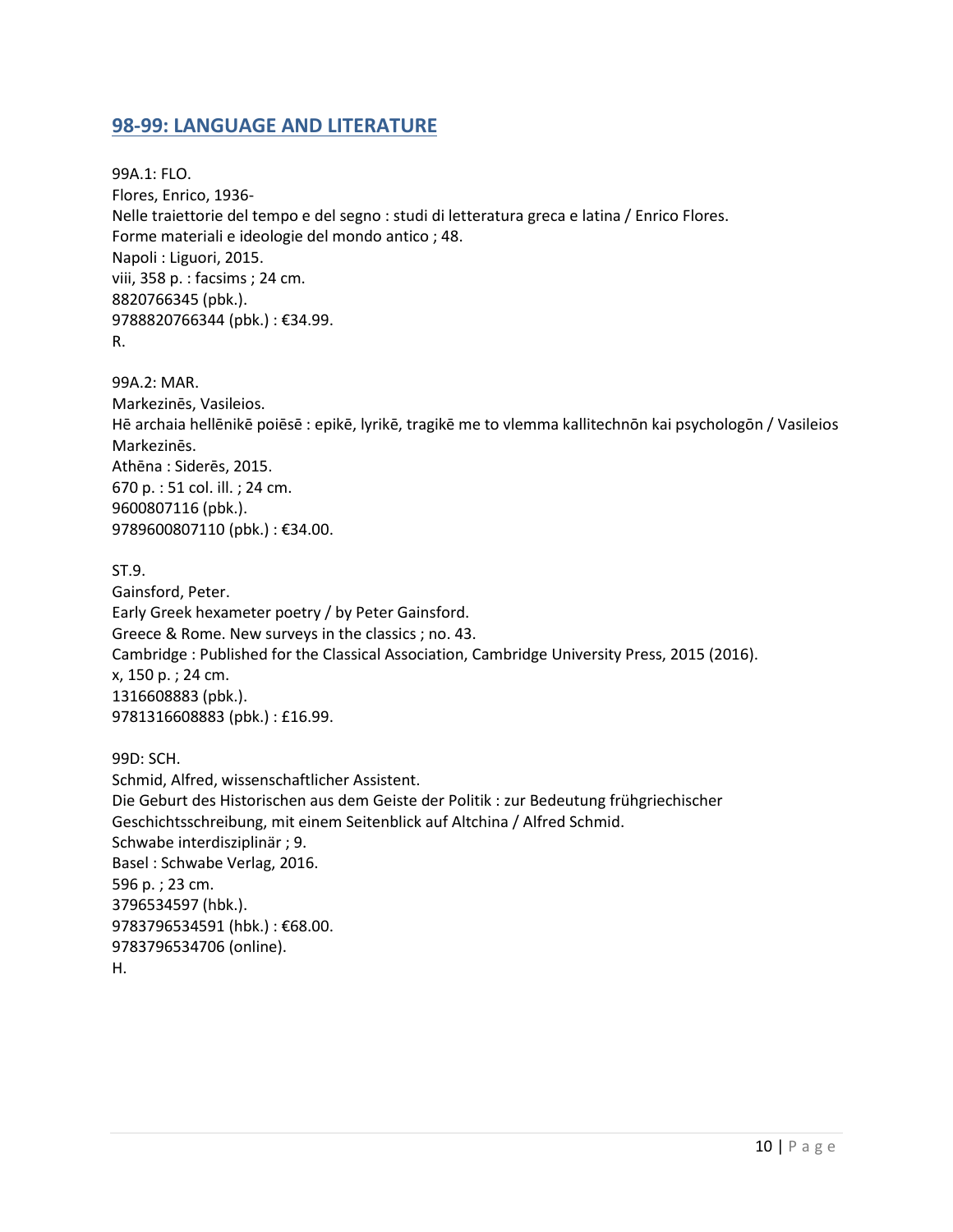## 98-99: LANGUAGE AND LITERATURE

99A.1: FLO.
Flores, Enrico, 1936-
Nelle traiettorie del tempo e del segno : studi di letteratura greca e latina / Enrico Flores.
Forme materiali e ideologie del mondo antico ; 48.
Napoli : Liguori, 2015.
viii, 358 p. : facsims ; 24 cm.
8820766345 (pbk.).
9788820766344 (pbk.) : €34.99.
R.

99A.2: MAR.
Markezinēs, Vasileios.
Hē archaia hellēnikē poiēsē : epikē, lyrikē, tragikē me to vlemma kallitechnōn kai psychologōn / Vasileios Markezinēs.
Athēna : Siderēs, 2015.
670 p. : 51 col. ill. ; 24 cm.
9600807116 (pbk.).
9789600807110 (pbk.) : €34.00.

ST.9.
Gainsford, Peter.
Early Greek hexameter poetry / by Peter Gainsford.
Greece & Rome. New surveys in the classics ; no. 43.
Cambridge : Published for the Classical Association, Cambridge University Press, 2015 (2016).
x, 150 p. ; 24 cm.
1316608883 (pbk.).
9781316608883 (pbk.) : £16.99.

99D: SCH.
Schmid, Alfred, wissenschaftlicher Assistent.
Die Geburt des Historischen aus dem Geiste der Politik : zur Bedeutung frühgriechischer Geschichtsschreibung, mit einem Seitenblick auf Altchina / Alfred Schmid.
Schwabe interdisziplinär ; 9.
Basel : Schwabe Verlag, 2016.
596 p. ; 23 cm.
3796534597 (hbk.).
9783796534591 (hbk.) : €68.00.
9783796534706 (online).
H.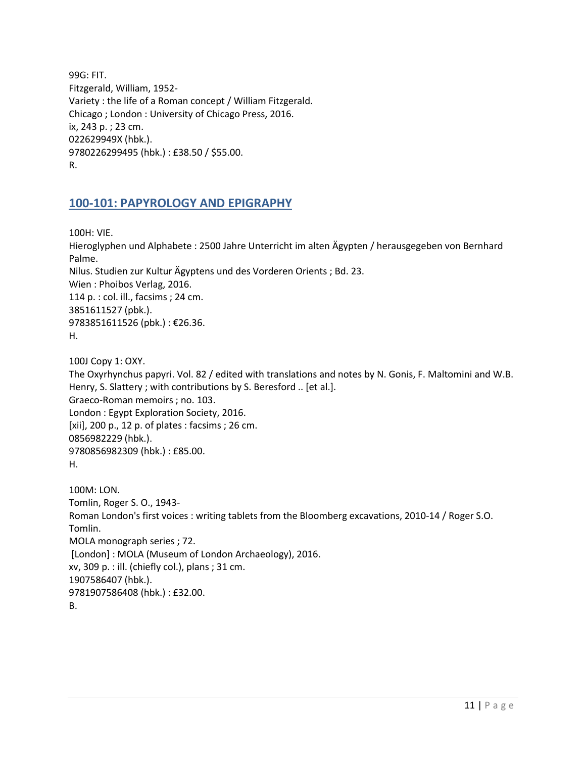99G: FIT.
Fitzgerald, William, 1952-
Variety : the life of a Roman concept / William Fitzgerald.
Chicago ; London : University of Chicago Press, 2016.
ix, 243 p. ; 23 cm.
022629949X (hbk.).
9780226299495 (hbk.) : £38.50 / $55.00.
R.

## 100-101: PAPYROLOGY AND EPIGRAPHY

100H: VIE.
Hieroglyphen und Alphabete : 2500 Jahre Unterricht im alten Ägypten / herausgegeben von Bernhard Palme.
Nilus. Studien zur Kultur Ägyptens und des Vorderen Orients ; Bd. 23.
Wien : Phoibos Verlag, 2016.
114 p. : col. ill., facsims ; 24 cm.
3851611527 (pbk.).
9783851611526 (pbk.) : €26.36.
H.

100J Copy 1: OXY.
The Oxyrhynchus papyri. Vol. 82 / edited with translations and notes by N. Gonis, F. Maltomini and W.B. Henry, S. Slattery ; with contributions by S. Beresford .. [et al.].
Graeco-Roman memoirs ; no. 103.
London : Egypt Exploration Society, 2016.
[xii], 200 p., 12 p. of plates : facsims ; 26 cm.
0856982229 (hbk.).
9780856982309 (hbk.) : £85.00.
H.

100M: LON.
Tomlin, Roger S. O., 1943-
Roman London's first voices : writing tablets from the Bloomberg excavations, 2010-14 / Roger S.O. Tomlin.
MOLA monograph series ; 72.
[London] : MOLA (Museum of London Archaeology), 2016.
xv, 309 p. : ill. (chiefly col.), plans ; 31 cm.
1907586407 (hbk.).
9781907586408 (hbk.) : £32.00.
B.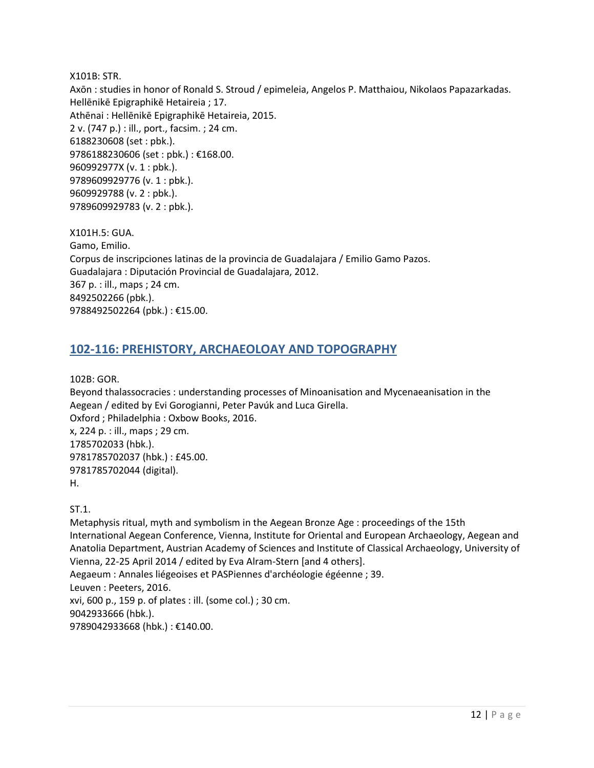X101B: STR.
Axōn : studies in honor of Ronald S. Stroud / epimeleia, Angelos P. Matthaiou, Nikolaos Papazarkadas.
Hellēnikē Epigraphikē Hetaireia ; 17.
Athēnai : Hellēnikē Epigraphikē Hetaireia, 2015.
2 v. (747 p.) : ill., port., facsim. ; 24 cm.
6188230608 (set : pbk.).
9786188230606 (set : pbk.) : €168.00.
960992977X (v. 1 : pbk.).
9789609929776 (v. 1 : pbk.).
9609929788 (v. 2 : pbk.).
9789609929783 (v. 2 : pbk.).

X101H.5: GUA.
Gamo, Emilio.
Corpus de inscripciones latinas de la provincia de Guadalajara / Emilio Gamo Pazos.
Guadalajara : Diputación Provincial de Guadalajara, 2012.
367 p. : ill., maps ; 24 cm.
8492502266 (pbk.).
9788492502264 (pbk.) : €15.00.

## 102-116: PREHISTORY, ARCHAEOLOAY AND TOPOGRAPHY

102B: GOR.
Beyond thalassocracies : understanding processes of Minoanisation and Mycenaeanisation in the Aegean / edited by Evi Gorogianni, Peter Pavúk and Luca Girella.
Oxford ; Philadelphia : Oxbow Books, 2016.
x, 224 p. : ill., maps ; 29 cm.
1785702033 (hbk.).
9781785702037 (hbk.) : £45.00.
9781785702044 (digital).
H.

ST.1.
Metaphysis ritual, myth and symbolism in the Aegean Bronze Age : proceedings of the 15th International Aegean Conference, Vienna, Institute for Oriental and European Archaeology, Aegean and Anatolia Department, Austrian Academy of Sciences and Institute of Classical Archaeology, University of Vienna, 22-25 April 2014 / edited by Eva Alram-Stern [and 4 others].
Aegaeum : Annales liégeoises et PASPiennes d'archéologie égéenne ; 39.
Leuven : Peeters, 2016.
xvi, 600 p., 159 p. of plates : ill. (some col.) ; 30 cm.
9042933666 (hbk.).
9789042933668 (hbk.) : €140.00.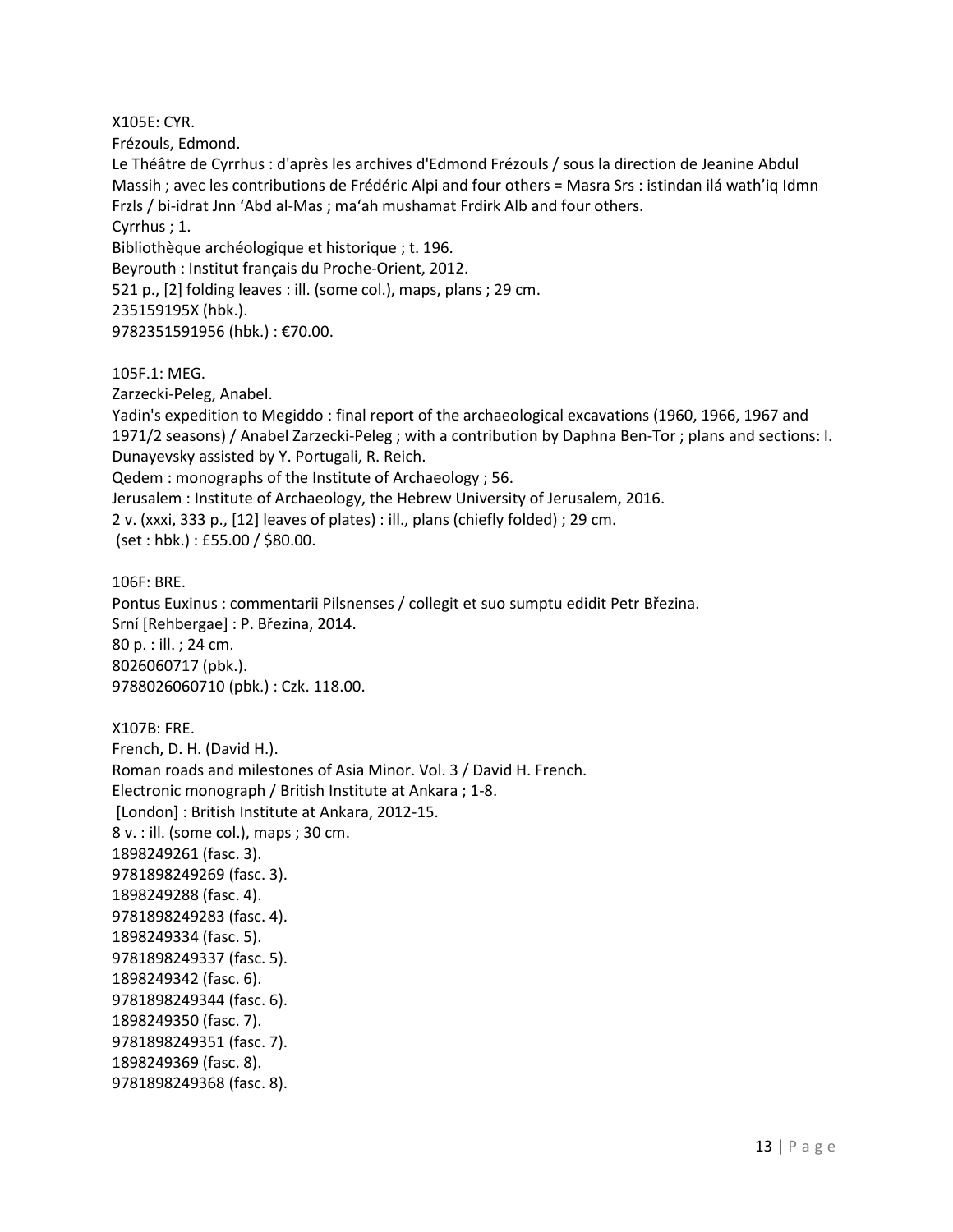X105E: CYR.
Frézouls, Edmond.
Le Théâtre de Cyrrhus : d'après les archives d'Edmond Frézouls / sous la direction de Jeanine Abdul Massih ; avec les contributions de Frédéric Alpi and four others = Masra Srs : istindan ilá wath'iq Idmn Frzls / bi-idrat Jnn 'Abd al-Mas ; ma'ah mushamat Frdirk Alb and four others.
Cyrrhus ; 1.
Bibliothèque archéologique et historique ; t. 196.
Beyrouth : Institut français du Proche-Orient, 2012.
521 p., [2] folding leaves : ill. (some col.), maps, plans ; 29 cm.
235159195X (hbk.).
9782351591956 (hbk.) : €70.00.

105F.1: MEG.
Zarzecki-Peleg, Anabel.
Yadin's expedition to Megiddo : final report of the archaeological excavations (1960, 1966, 1967 and 1971/2 seasons) / Anabel Zarzecki-Peleg ; with a contribution by Daphna Ben-Tor ; plans and sections: I. Dunayevsky assisted by Y. Portugali, R. Reich.
Qedem : monographs of the Institute of Archaeology ; 56.
Jerusalem : Institute of Archaeology, the Hebrew University of Jerusalem, 2016.
2 v. (xxxi, 333 p., [12] leaves of plates) : ill., plans (chiefly folded) ; 29 cm.
(set : hbk.) : £55.00 / $80.00.

106F: BRE.
Pontus Euxinus : commentarii Pilsnenses / collegit et suo sumptu edidit Petr Březina.
Srní [Rehbergae] : P. Březina, 2014.
80 p. : ill. ; 24 cm.
8026060717 (pbk.).
9788026060710 (pbk.) : Czk. 118.00.

X107B: FRE.
French, D. H. (David H.).
Roman roads and milestones of Asia Minor. Vol. 3 / David H. French.
Electronic monograph / British Institute at Ankara ; 1-8.
[London] : British Institute at Ankara, 2012-15.
8 v. : ill. (some col.), maps ; 30 cm.
1898249261 (fasc. 3).
9781898249269 (fasc. 3).
1898249288 (fasc. 4).
9781898249283 (fasc. 4).
1898249334 (fasc. 5).
9781898249337 (fasc. 5).
1898249342 (fasc. 6).
9781898249344 (fasc. 6).
1898249350 (fasc. 7).
9781898249351 (fasc. 7).
1898249369 (fasc. 8).
9781898249368 (fasc. 8).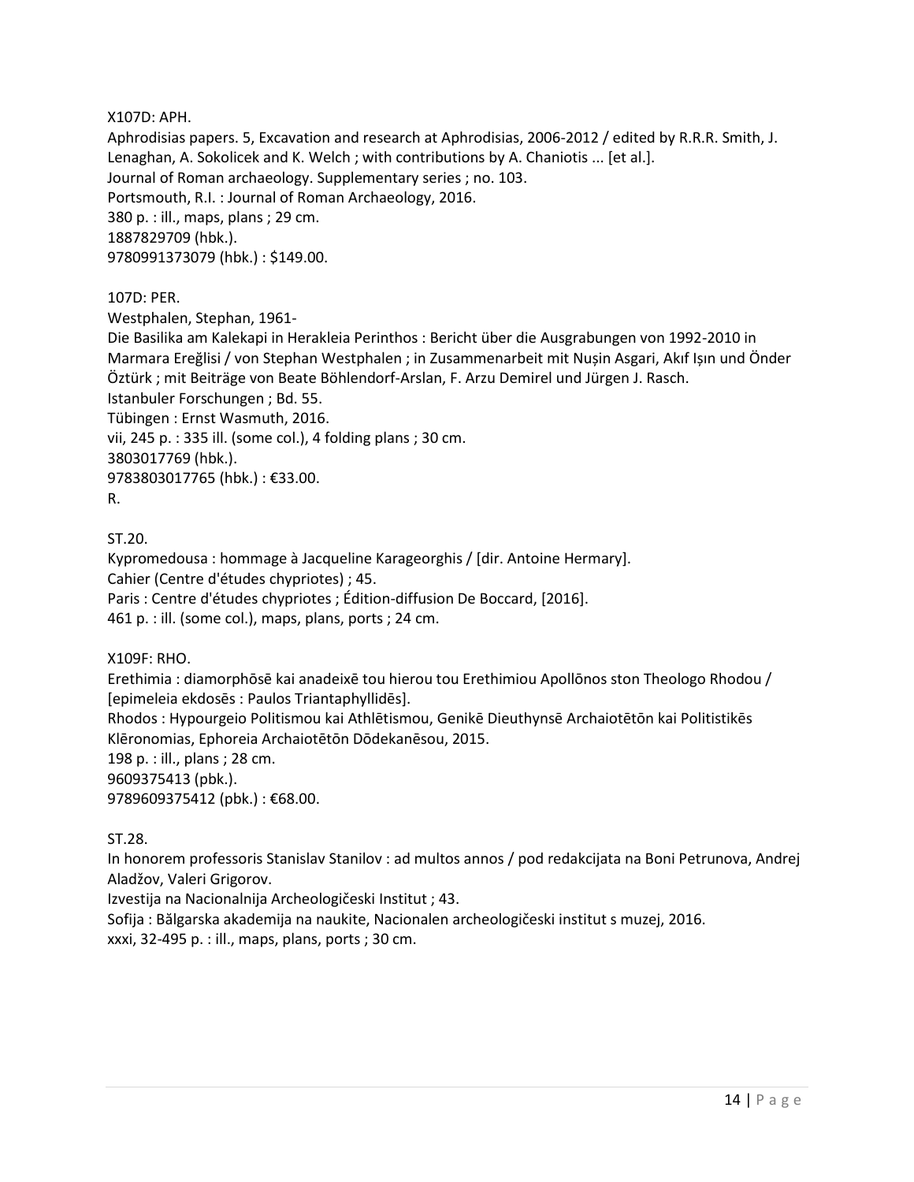X107D: APH.  
Aphrodisias papers. 5, Excavation and research at Aphrodisias, 2006-2012 / edited by R.R.R. Smith, J. Lenaghan, A. Sokolicek and K. Welch ; with contributions by A. Chaniotis ... [et al.].  
Journal of Roman archaeology. Supplementary series ; no. 103.  
Portsmouth, R.I. : Journal of Roman Archaeology, 2016.  
380 p. : ill., maps, plans ; 29 cm.  
1887829709 (hbk.).  
9780991373079 (hbk.) : $149.00.

107D: PER.  
Westphalen, Stephan, 1961-  
Die Basilika am Kalekapi in Herakleia Perinthos : Bericht über die Ausgrabungen von 1992-2010 in Marmara Ereğlisi / von Stephan Westphalen ; in Zusammenarbeit mit Nuşin Asgari, Akıf Işın und Önder Öztürk ; mit Beiträge von Beate Böhlendorf-Arslan, F. Arzu Demirel und Jürgen J. Rasch.  
Istanbuler Forschungen ; Bd. 55.  
Tübingen : Ernst Wasmuth, 2016.  
vii, 245 p. : 335 ill. (some col.), 4 folding plans ; 30 cm.  
3803017769 (hbk.).  
9783803017765 (hbk.) : €33.00.  
R.

ST.20.  
Kypromedousa : hommage à Jacqueline Karageorghis / [dir. Antoine Hermary].  
Cahier (Centre d'études chypriotes) ; 45.  
Paris : Centre d'études chypriotes ; Édition-diffusion De Boccard, [2016].  
461 p. : ill. (some col.), maps, plans, ports ; 24 cm.

X109F: RHO.  
Erethimia : diamorphōsē kai anadeixē tou hierou tou Erethimiou Apollōnos ston Theologo Rhodou / [epimeleia ekdosēs : Paulos Triantaphyllidēs].  
Rhodos : Hypourgeio Politismou kai Athlētismou, Genikē Dieuthynsē Archaiotētōn kai Politistikēs Klēronomias, Ephoreia Archaiotētōn Dōdekanēsou, 2015.  
198 p. : ill., plans ; 28 cm.  
9609375413 (pbk.).  
9789609375412 (pbk.) : €68.00.

ST.28.  
In honorem professoris Stanislav Stanilov : ad multos annos / pod redakcijata na Boni Petrunova, Andrej Aladžov, Valeri Grigorov.  
Izvestija na Nacionalnija Archeologičeski Institut ; 43.  
Sofija : Bălgarska akademija na naukite, Nacionalen archeologičeski institut s muzej, 2016.  
xxxi, 32-495 p. : ill., maps, plans, ports ; 30 cm.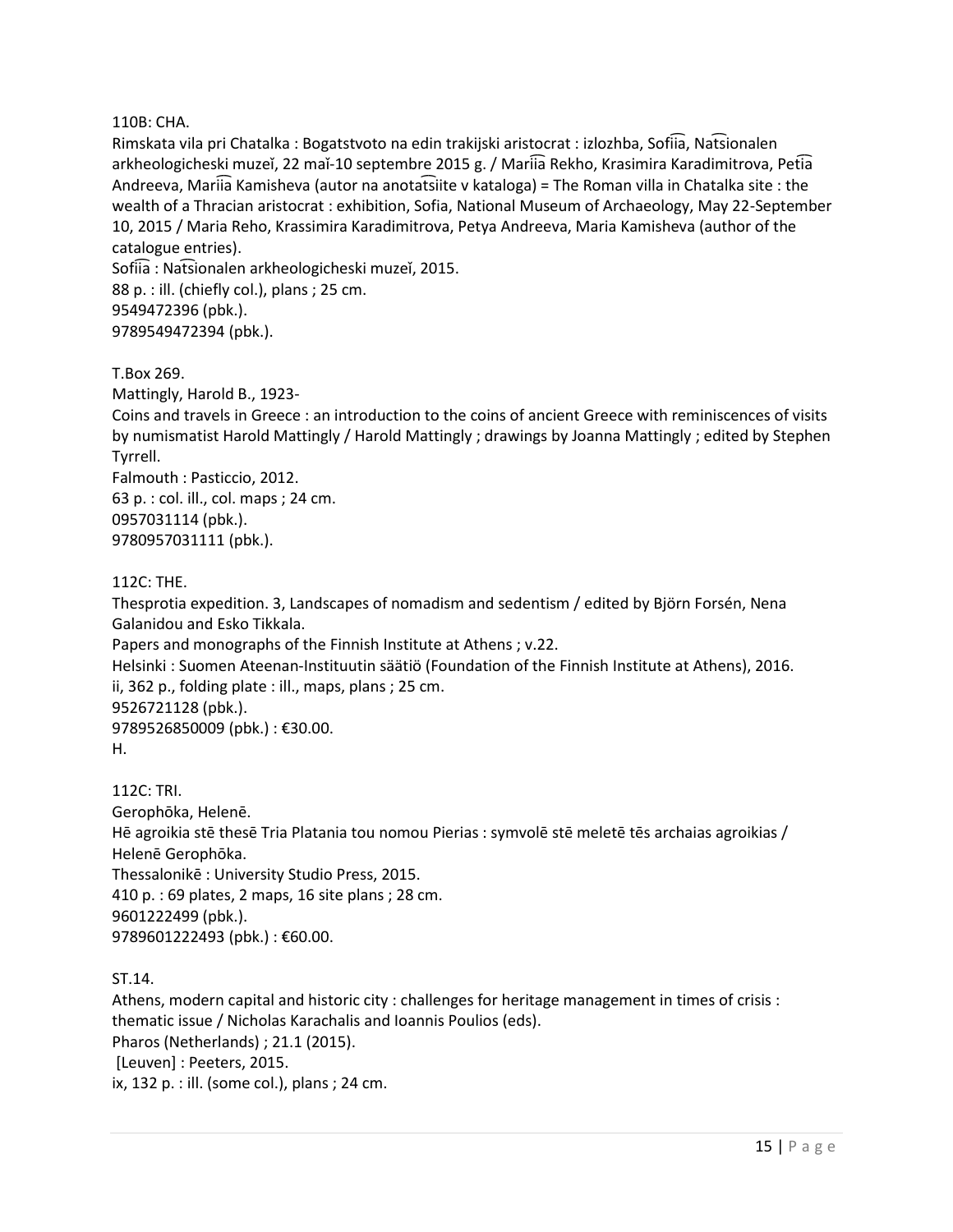110B: CHA.
Rimskata vila pri Chatalka : Bogatstvoto na edin trakijski aristocrat : izlozhba, Sofii͡a, Nat͡sionalen arkheologicheski muzeĭ, 22 maĭ-10 septembre 2015 g. / Marii͡a Rekho, Krasimira Karadimitrova, Peti͡a Andreeva, Marii͡a Kamisheva (autor na anotat͡siite v kataloga) = The Roman villa in Chatalka site : the wealth of a Thracian aristocrat : exhibition, Sofia, National Museum of Archaeology, May 22-September 10, 2015 / Maria Reho, Krassimira Karadimitrova, Petya Andreeva, Maria Kamisheva (author of the catalogue entries).
Sofii͡a : Nat͡sionalen arkheologicheski muzeĭ, 2015.
88 p. : ill. (chiefly col.), plans ; 25 cm.
9549472396 (pbk.).
9789549472394 (pbk.).

T.Box 269.
Mattingly, Harold B., 1923-
Coins and travels in Greece : an introduction to the coins of ancient Greece with reminiscences of visits by numismatist Harold Mattingly / Harold Mattingly ; drawings by Joanna Mattingly ; edited by Stephen Tyrrell.
Falmouth : Pasticcio, 2012.
63 p. : col. ill., col. maps ; 24 cm.
0957031114 (pbk.).
9780957031111 (pbk.).

112C: THE.
Thesprotia expedition. 3, Landscapes of nomadism and sedentism / edited by Björn Forsén, Nena Galanidou and Esko Tikkala.
Papers and monographs of the Finnish Institute at Athens ; v.22.
Helsinki : Suomen Ateenan-Instituutin säätiö (Foundation of the Finnish Institute at Athens), 2016.
ii, 362 p., folding plate : ill., maps, plans ; 25 cm.
9526721128 (pbk.).
9789526850009 (pbk.) : €30.00.
H.

112C: TRI.
Gerophōka, Helenē.
Hē agroikia stē thesē Tria Platania tou nomou Pierias : symvolē stē meletē tēs archaias agroikias / Helenē Gerophōka.
Thessalonikē : University Studio Press, 2015.
410 p. : 69 plates, 2 maps, 16 site plans ; 28 cm.
9601222499 (pbk.).
9789601222493 (pbk.) : €60.00.

ST.14.
Athens, modern capital and historic city : challenges for heritage management in times of crisis : thematic issue / Nicholas Karachalis and Ioannis Poulios (eds).
Pharos (Netherlands) ; 21.1 (2015).
[Leuven] : Peeters, 2015.
ix, 132 p. : ill. (some col.), plans ; 24 cm.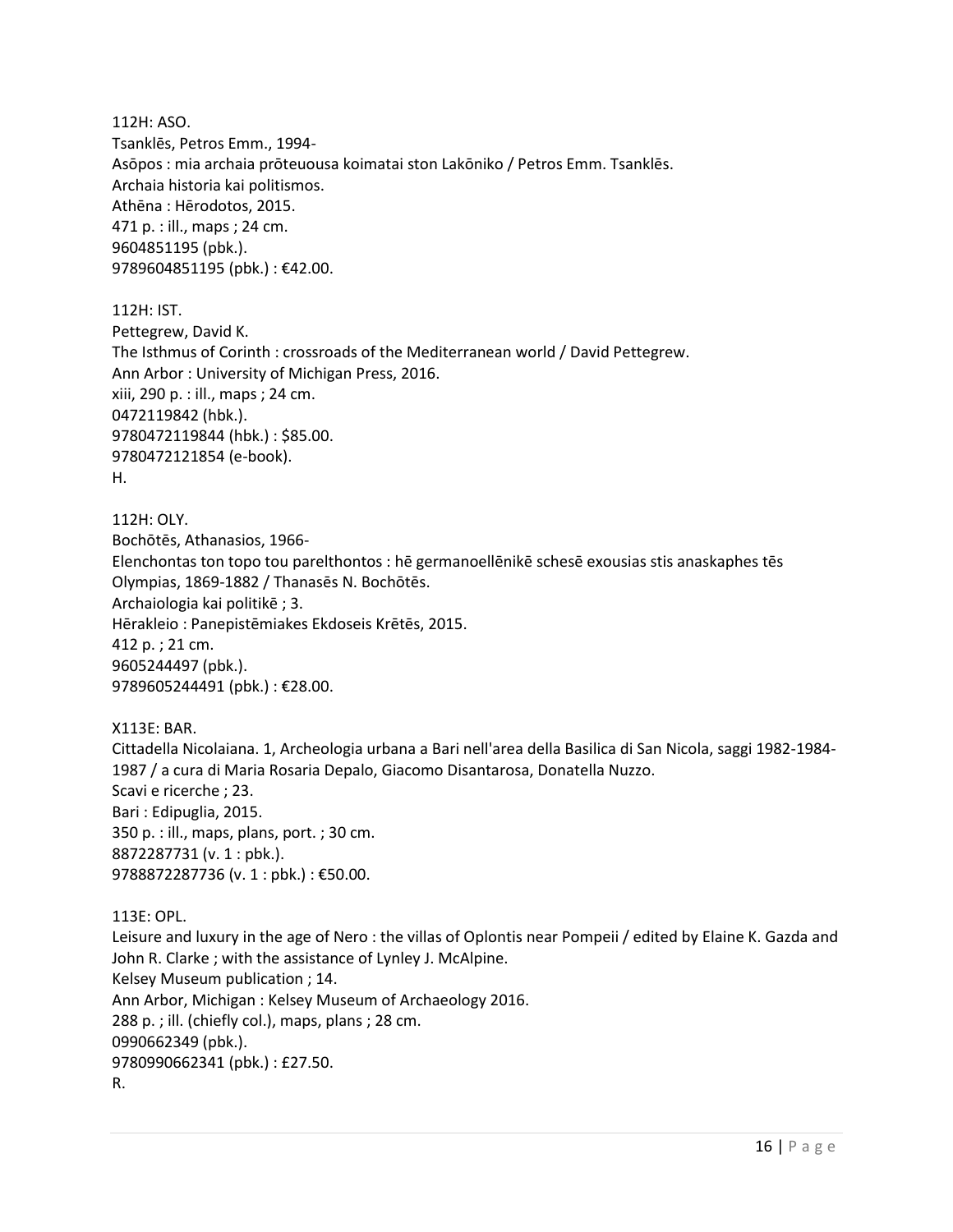112H: ASO.
Tsanklēs, Petros Emm., 1994-
Asōpos : mia archaia prōteuousa koimatai ston Lakōniko / Petros Emm. Tsanklēs.
Archaia historia kai politismos.
Athēna : Hērodotos, 2015.
471 p. : ill., maps ; 24 cm.
9604851195 (pbk.).
9789604851195 (pbk.) : €42.00.

112H: IST.
Pettegrew, David K.
The Isthmus of Corinth : crossroads of the Mediterranean world / David Pettegrew.
Ann Arbor : University of Michigan Press, 2016.
xiii, 290 p. : ill., maps ; 24 cm.
0472119842 (hbk.).
9780472119844 (hbk.) : $85.00.
9780472121854 (e-book).
H.

112H: OLY.
Bochōtēs, Athanasios, 1966-
Elenchontas ton topo tou parelthontos : hē germanoellēnikē schesē exousias stis anaskaphes tēs Olympias, 1869-1882 / Thanasēs N. Bochōtēs.
Archaiologia kai politikē ; 3.
Hērakleio : Panepistēmiakes Ekdoseis Krētēs, 2015.
412 p. ; 21 cm.
9605244497 (pbk.).
9789605244491 (pbk.) : €28.00.

X113E: BAR.
Cittadella Nicolaiana. 1, Archeologia urbana a Bari nell'area della Basilica di San Nicola, saggi 1982-1984-1987 / a cura di Maria Rosaria Depalo, Giacomo Disantarosa, Donatella Nuzzo.
Scavi e ricerche ; 23.
Bari : Edipuglia, 2015.
350 p. : ill., maps, plans, port. ; 30 cm.
8872287731 (v. 1 : pbk.).
9788872287736 (v. 1 : pbk.) : €50.00.

113E: OPL.
Leisure and luxury in the age of Nero : the villas of Oplontis near Pompeii / edited by Elaine K. Gazda and John R. Clarke ; with the assistance of Lynley J. McAlpine.
Kelsey Museum publication ; 14.
Ann Arbor, Michigan : Kelsey Museum of Archaeology 2016.
288 p. ; ill. (chiefly col.), maps, plans ; 28 cm.
0990662349 (pbk.).
9780990662341 (pbk.) : £27.50.
R.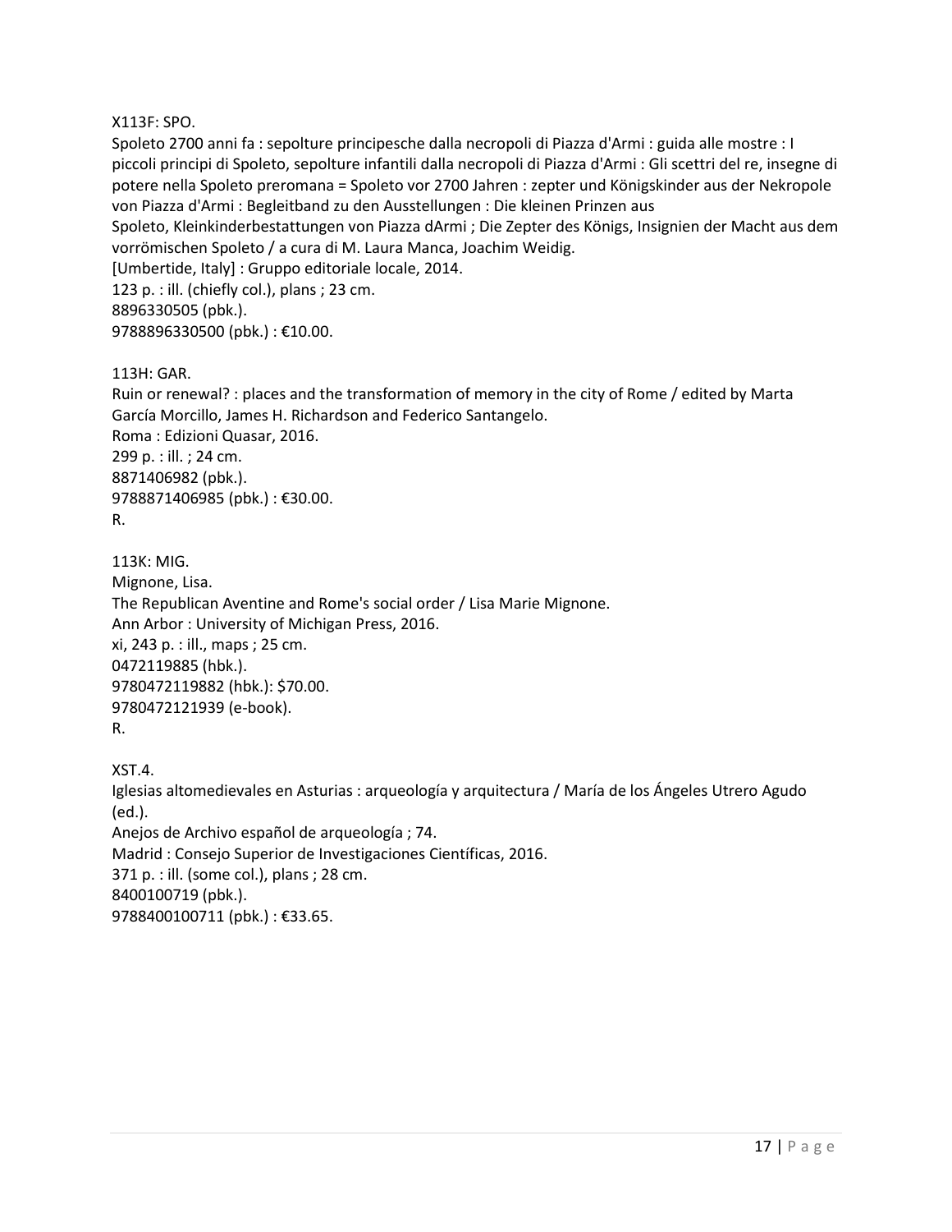X113F: SPO.
Spoleto 2700 anni fa : sepolture principesche dalla necropoli di Piazza d'Armi : guida alle mostre : I piccoli principi di Spoleto, sepolture infantili dalla necropoli di Piazza d'Armi : Gli scettri del re, insegne di potere nella Spoleto preromana = Spoleto vor 2700 Jahren : zepter und Königskinder aus der Nekropole von Piazza d'Armi : Begleitband zu den Ausstellungen : Die kleinen Prinzen aus Spoleto, Kleinkinderbestattungen von Piazza dArmi ; Die Zepter des Königs, Insignien der Macht aus dem vorrömischen Spoleto / a cura di M. Laura Manca, Joachim Weidig.
[Umbertide, Italy] : Gruppo editoriale locale, 2014.
123 p. : ill. (chiefly col.), plans ; 23 cm.
8896330505 (pbk.).
9788896330500 (pbk.) : €10.00.

113H: GAR.
Ruin or renewal? : places and the transformation of memory in the city of Rome / edited by Marta García Morcillo, James H. Richardson and Federico Santangelo.
Roma : Edizioni Quasar, 2016.
299 p. : ill. ; 24 cm.
8871406982 (pbk.).
9788871406985 (pbk.) : €30.00.
R.

113K: MIG.
Mignone, Lisa.
The Republican Aventine and Rome's social order / Lisa Marie Mignone.
Ann Arbor : University of Michigan Press, 2016.
xi, 243 p. : ill., maps ; 25 cm.
0472119885 (hbk.).
9780472119882 (hbk.): $70.00.
9780472121939 (e-book).
R.

XST.4.
Iglesias altomedievales en Asturias : arqueología y arquitectura / María de los Ángeles Utrero Agudo (ed.).
Anejos de Archivo español de arqueología ; 74.
Madrid : Consejo Superior de Investigaciones Científicas, 2016.
371 p. : ill. (some col.), plans ; 28 cm.
8400100719 (pbk.).
9788400100711 (pbk.) : €33.65.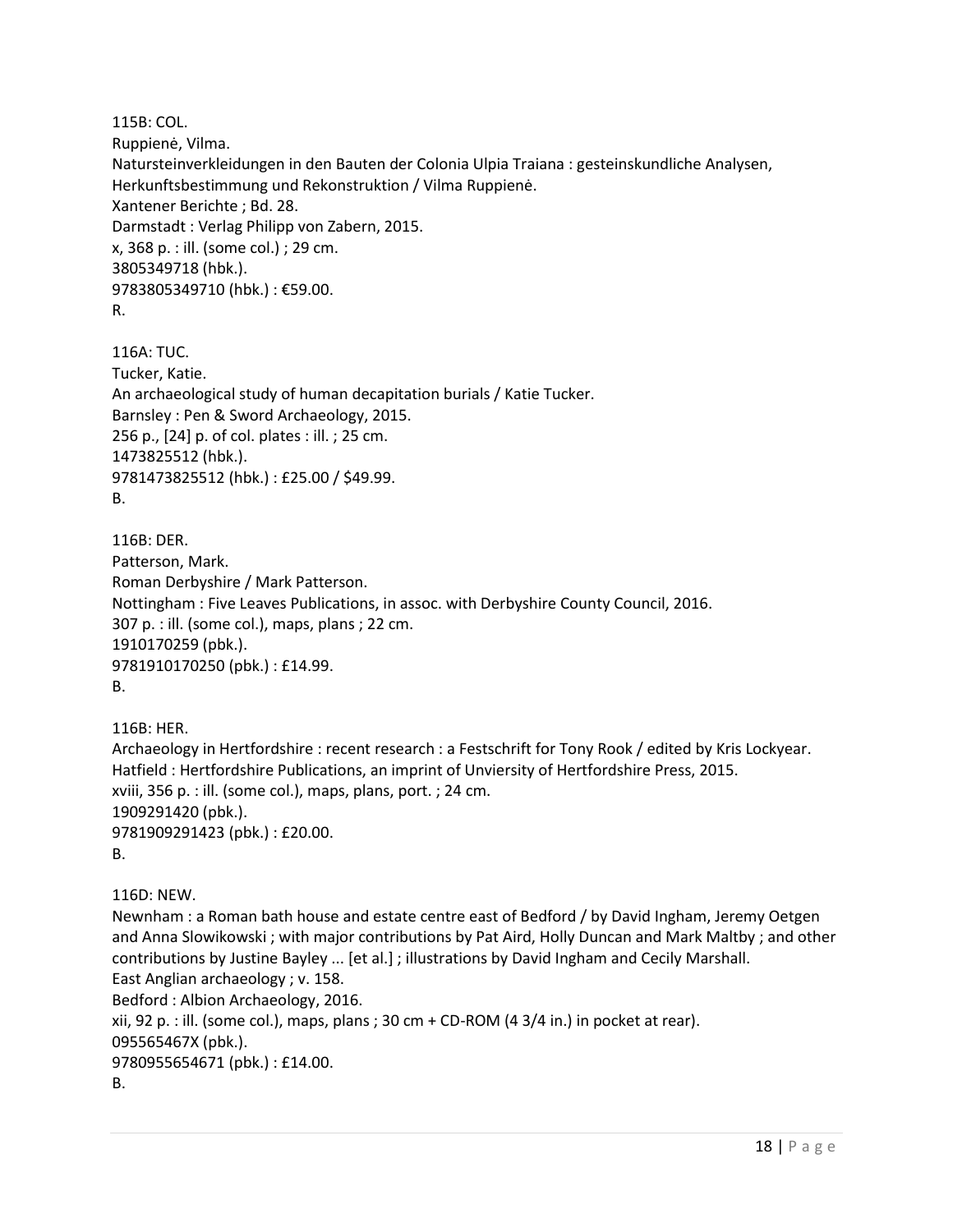115B: COL.  
Ruppienė, Vilma.  
Natursteinverkleidungen in den Bauten der Colonia Ulpia Traiana : gesteinskundliche Analysen, Herkunftsbestimmung und Rekonstruktion / Vilma Ruppienė.  
Xantener Berichte ; Bd. 28.  
Darmstadt : Verlag Philipp von Zabern, 2015.  
x, 368 p. : ill. (some col.) ; 29 cm.  
3805349718 (hbk.).  
9783805349710 (hbk.) : €59.00.  
R.

116A: TUC.  
Tucker, Katie.  
An archaeological study of human decapitation burials / Katie Tucker.  
Barnsley : Pen & Sword Archaeology, 2015.  
256 p., [24] p. of col. plates : ill. ; 25 cm.  
1473825512 (hbk.).  
9781473825512 (hbk.) : £25.00 / $49.99.  
B.

116B: DER.  
Patterson, Mark.  
Roman Derbyshire / Mark Patterson.  
Nottingham : Five Leaves Publications, in assoc. with Derbyshire County Council, 2016.  
307 p. : ill. (some col.), maps, plans ; 22 cm.  
1910170259 (pbk.).  
9781910170250 (pbk.) : £14.99.  
B.

116B: HER.  
Archaeology in Hertfordshire : recent research : a Festschrift for Tony Rook / edited by Kris Lockyear.  
Hatfield : Hertfordshire Publications, an imprint of Unviersity of Hertfordshire Press, 2015.  
xviii, 356 p. : ill. (some col.), maps, plans, port. ; 24 cm.  
1909291420 (pbk.).  
9781909291423 (pbk.) : £20.00.  
B.

116D: NEW.  
Newnham : a Roman bath house and estate centre east of Bedford / by David Ingham, Jeremy Oetgen and Anna Slowikowski ; with major contributions by Pat Aird, Holly Duncan and Mark Maltby ; and other contributions by Justine Bayley ... [et al.] ; illustrations by David Ingham and Cecily Marshall.  
East Anglian archaeology ; v. 158.  
Bedford : Albion Archaeology, 2016.  
xii, 92 p. : ill. (some col.), maps, plans ; 30 cm + CD-ROM (4 3/4 in.) in pocket at rear).  
095565467X (pbk.).  
9780955654671 (pbk.) : £14.00.  
B.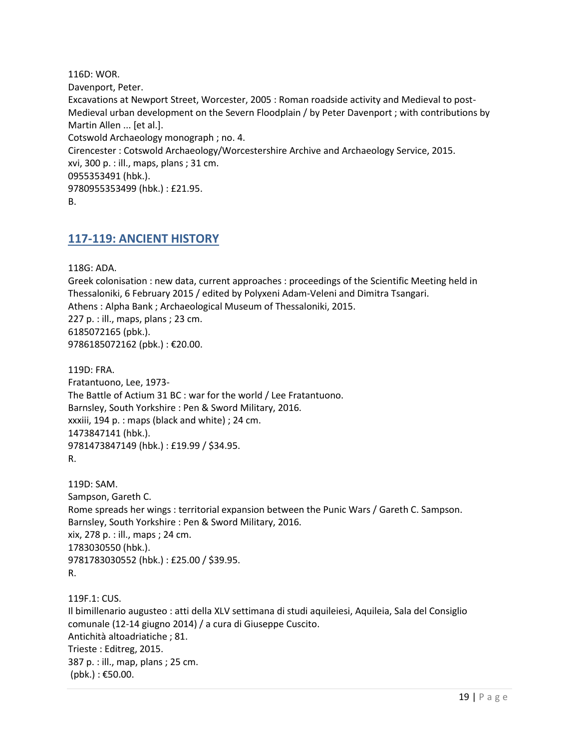116D: WOR.
Davenport, Peter.
Excavations at Newport Street, Worcester, 2005 : Roman roadside activity and Medieval to post-Medieval urban development on the Severn Floodplain / by Peter Davenport ; with contributions by Martin Allen ... [et al.].
Cotswold Archaeology monograph ; no. 4.
Cirencester : Cotswold Archaeology/Worcestershire Archive and Archaeology Service, 2015.
xvi, 300 p. : ill., maps, plans ; 31 cm.
0955353491 (hbk.).
9780955353499 (hbk.) : £21.95.
B.

## 117-119: ANCIENT HISTORY

118G: ADA.
Greek colonisation : new data, current approaches : proceedings of the Scientific Meeting held in Thessaloniki, 6 February 2015 / edited by Polyxeni Adam-Veleni and Dimitra Tsangari.
Athens : Alpha Bank ; Archaeological Museum of Thessaloniki, 2015.
227 p. : ill., maps, plans ; 23 cm.
6185072165 (pbk.).
9786185072162 (pbk.) : €20.00.

119D: FRA.
Fratantuono, Lee, 1973-
The Battle of Actium 31 BC : war for the world / Lee Fratantuono.
Barnsley, South Yorkshire : Pen & Sword Military, 2016.
xxxiii, 194 p. : maps (black and white) ; 24 cm.
1473847141 (hbk.).
9781473847149 (hbk.) : £19.99 / $34.95.
R.

119D: SAM.
Sampson, Gareth C.
Rome spreads her wings : territorial expansion between the Punic Wars / Gareth C. Sampson.
Barnsley, South Yorkshire : Pen & Sword Military, 2016.
xix, 278 p. : ill., maps ; 24 cm.
1783030550 (hbk.).
9781783030552 (hbk.) : £25.00 / $39.95.
R.

119F.1: CUS.
Il bimillenario augusteo : atti della XLV settimana di studi aquileiesi, Aquileia, Sala del Consiglio comunale (12-14 giugno 2014) / a cura di Giuseppe Cuscito.
Antichità altoadriatiche ; 81.
Trieste : Editreg, 2015.
387 p. : ill., map, plans ; 25 cm.
(pbk.) : €50.00.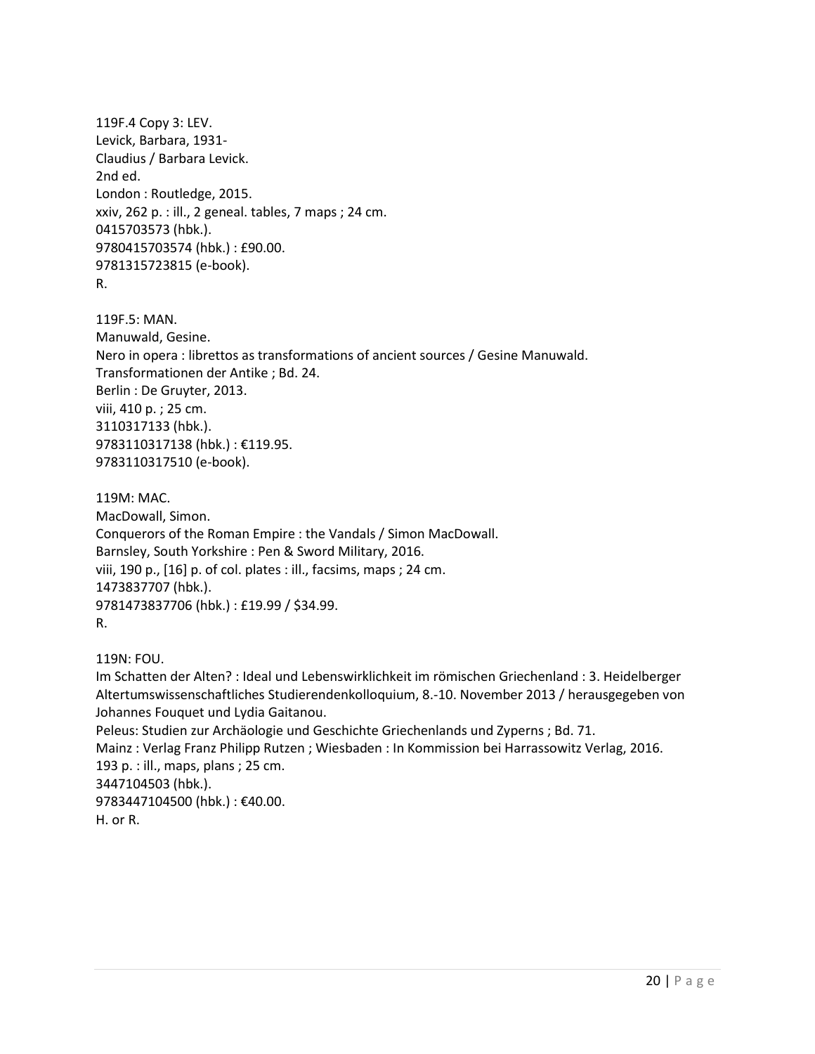119F.4 Copy 3: LEV.
Levick, Barbara, 1931-
Claudius / Barbara Levick.
2nd ed.
London : Routledge, 2015.
xxiv, 262 p. : ill., 2 geneal. tables, 7 maps ; 24 cm.
0415703573 (hbk.).
9780415703574 (hbk.) : £90.00.
9781315723815 (e-book).
R.

119F.5: MAN.
Manuwald, Gesine.
Nero in opera : librettos as transformations of ancient sources / Gesine Manuwald.
Transformationen der Antike ; Bd. 24.
Berlin : De Gruyter, 2013.
viii, 410 p. ; 25 cm.
3110317133 (hbk.).
9783110317138 (hbk.) : €119.95.
9783110317510 (e-book).

119M: MAC.
MacDowall, Simon.
Conquerors of the Roman Empire : the Vandals / Simon MacDowall.
Barnsley, South Yorkshire : Pen & Sword Military, 2016.
viii, 190 p., [16] p. of col. plates : ill., facsims, maps ; 24 cm.
1473837707 (hbk.).
9781473837706 (hbk.) : £19.99 / $34.99.
R.

119N: FOU.
Im Schatten der Alten? : Ideal und Lebenswirklichkeit im römischen Griechenland : 3. Heidelberger Altertumswissenschaftliches Studierendenkolloquium, 8.-10. November 2013 / herausgegeben von Johannes Fouquet und Lydia Gaitanou.
Peleus: Studien zur Archäologie und Geschichte Griechenlands und Zyperns ; Bd. 71.
Mainz : Verlag Franz Philipp Rutzen ; Wiesbaden : In Kommission bei Harrassowitz Verlag, 2016.
193 p. : ill., maps, plans ; 25 cm.
3447104503 (hbk.).
9783447104500 (hbk.) : €40.00.
H. or R.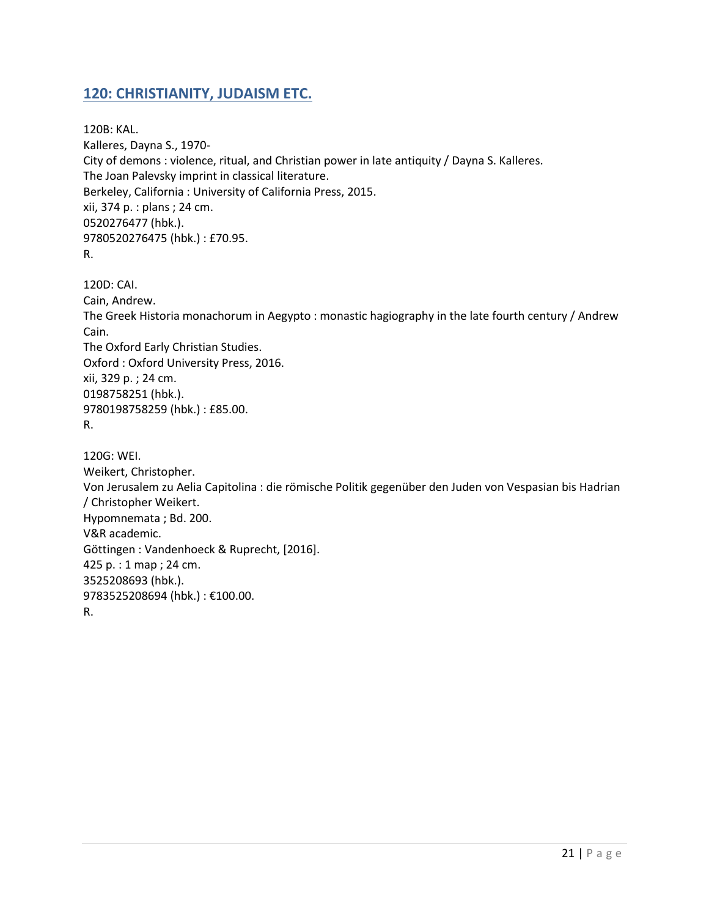## 120: CHRISTIANITY, JUDAISM ETC.

120B: KAL.
Kalleres, Dayna S., 1970-
City of demons : violence, ritual, and Christian power in late antiquity / Dayna S. Kalleres.
The Joan Palevsky imprint in classical literature.
Berkeley, California : University of California Press, 2015.
xii, 374 p. : plans ; 24 cm.
0520276477 (hbk.).
9780520276475 (hbk.) : £70.95.
R.

120D: CAI.
Cain, Andrew.
The Greek Historia monachorum in Aegypto : monastic hagiography in the late fourth century / Andrew Cain.
The Oxford Early Christian Studies.
Oxford : Oxford University Press, 2016.
xii, 329 p. ; 24 cm.
0198758251 (hbk.).
9780198758259 (hbk.) : £85.00.
R.

120G: WEI.
Weikert, Christopher.
Von Jerusalem zu Aelia Capitolina : die römische Politik gegenüber den Juden von Vespasian bis Hadrian / Christopher Weikert.
Hypomnemata ; Bd. 200.
V&R academic.
Göttingen : Vandenhoeck & Ruprecht, [2016].
425 p. : 1 map ; 24 cm.
3525208693 (hbk.).
9783525208694 (hbk.) : €100.00.
R.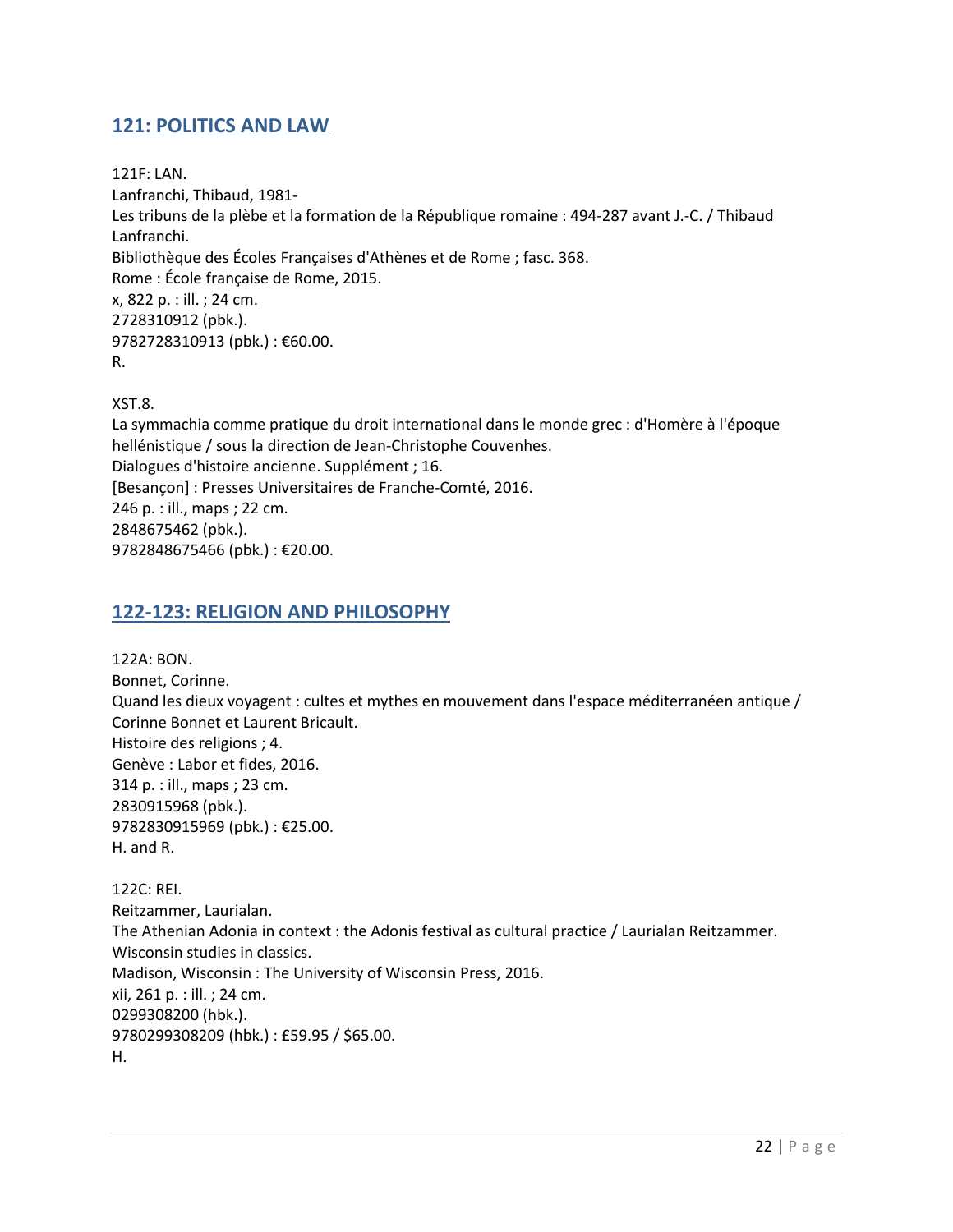## 121: POLITICS AND LAW

121F: LAN.
Lanfranchi, Thibaud, 1981-
Les tribuns de la plèbe et la formation de la République romaine : 494-287 avant J.-C. / Thibaud Lanfranchi.
Bibliothèque des Écoles Françaises d'Athènes et de Rome ; fasc. 368.
Rome : École française de Rome, 2015.
x, 822 p. : ill. ; 24 cm.
2728310912 (pbk.).
9782728310913 (pbk.) : €60.00.
R.

XST.8.
La symmachia comme pratique du droit international dans le monde grec : d'Homère à l'époque hellénistique / sous la direction de Jean-Christophe Couvenhes.
Dialogues d'histoire ancienne. Supplément ; 16.
[Besançon] : Presses Universitaires de Franche-Comté, 2016.
246 p. : ill., maps ; 22 cm.
2848675462 (pbk.).
9782848675466 (pbk.) : €20.00.

## 122-123: RELIGION AND PHILOSOPHY

122A: BON.
Bonnet, Corinne.
Quand les dieux voyagent : cultes et mythes en mouvement dans l'espace méditerranéen antique / Corinne Bonnet et Laurent Bricault.
Histoire des religions ; 4.
Genève : Labor et fides, 2016.
314 p. : ill., maps ; 23 cm.
2830915968 (pbk.).
9782830915969 (pbk.) : €25.00.
H. and R.

122C: REI.
Reitzammer, Laurialan.
The Athenian Adonia in context : the Adonis festival as cultural practice / Laurialan Reitzammer.
Wisconsin studies in classics.
Madison, Wisconsin : The University of Wisconsin Press, 2016.
xii, 261 p. : ill. ; 24 cm.
0299308200 (hbk.).
9780299308209 (hbk.) : £59.95 / $65.00.
H.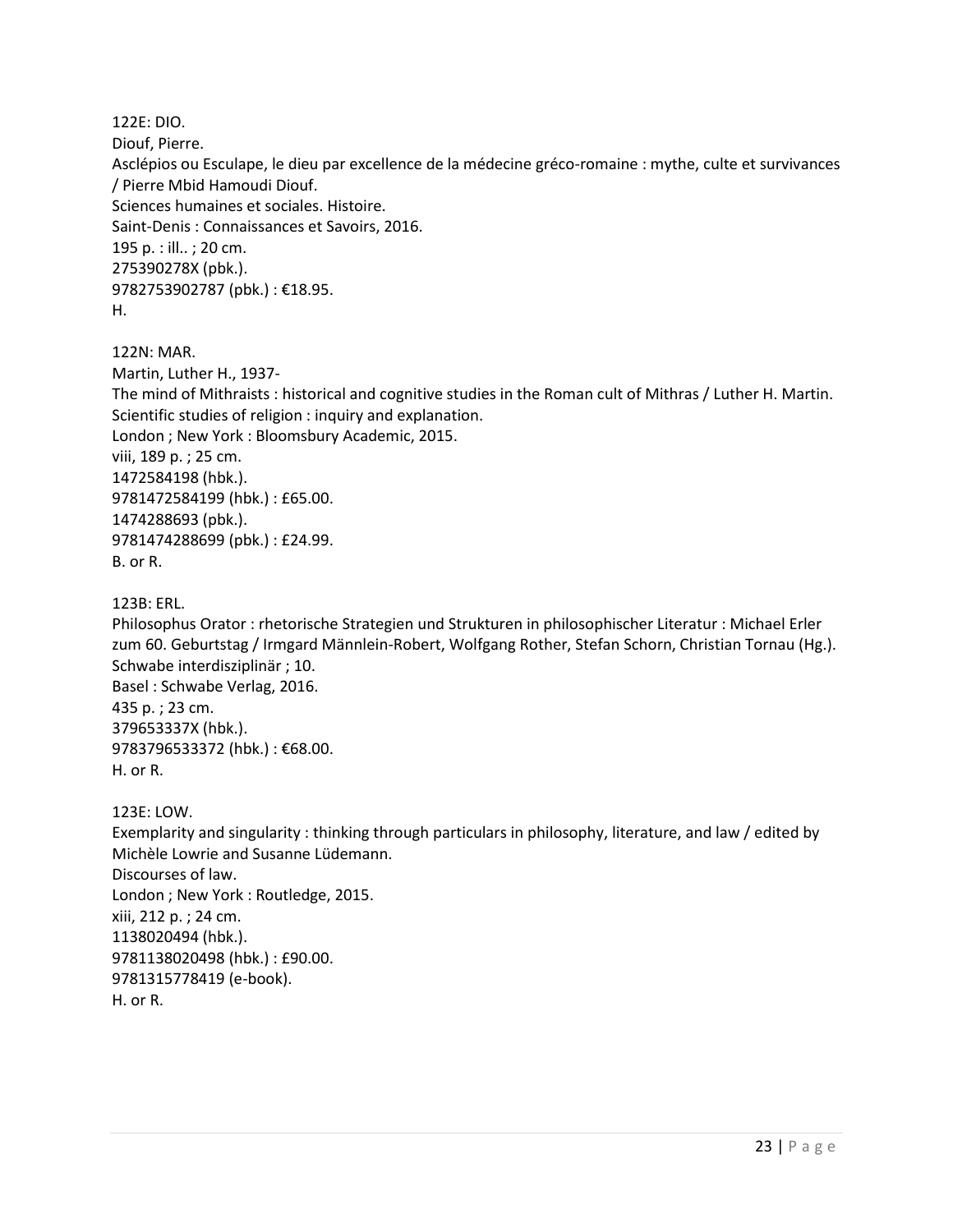122E: DIO.
Diouf, Pierre.
Asclépios ou Esculape, le dieu par excellence de la médecine gréco-romaine : mythe, culte et survivances / Pierre Mbid Hamoudi Diouf.
Sciences humaines et sociales. Histoire.
Saint-Denis : Connaissances et Savoirs, 2016.
195 p. : ill.. ; 20 cm.
275390278X (pbk.).
9782753902787 (pbk.) : €18.95.
H.

122N: MAR.
Martin, Luther H., 1937-
The mind of Mithraists : historical and cognitive studies in the Roman cult of Mithras / Luther H. Martin.
Scientific studies of religion : inquiry and explanation.
London ; New York : Bloomsbury Academic, 2015.
viii, 189 p. ; 25 cm.
1472584198 (hbk.).
9781472584199 (hbk.) : £65.00.
1474288693 (pbk.).
9781474288699 (pbk.) : £24.99.
B. or R.

123B: ERL.
Philosophus Orator : rhetorische Strategien und Strukturen in philosophischer Literatur : Michael Erler zum 60. Geburtstag / Irmgard Männlein-Robert, Wolfgang Rother, Stefan Schorn, Christian Tornau (Hg.).
Schwabe interdisziplinär ; 10.
Basel : Schwabe Verlag, 2016.
435 p. ; 23 cm.
379653337X (hbk.).
9783796533372 (hbk.) : €68.00.
H. or R.

123E: LOW.
Exemplarity and singularity : thinking through particulars in philosophy, literature, and law / edited by Michèle Lowrie and Susanne Lüdemann.
Discourses of law.
London ; New York : Routledge, 2015.
xiii, 212 p. ; 24 cm.
1138020494 (hbk.).
9781138020498 (hbk.) : £90.00.
9781315778419 (e-book).
H. or R.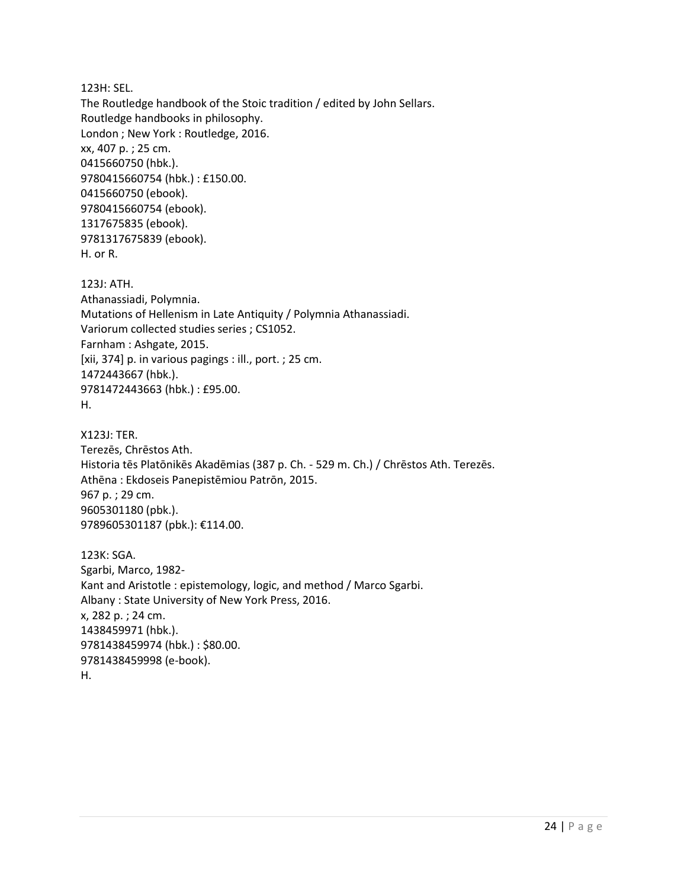123H: SEL.
The Routledge handbook of the Stoic tradition / edited by John Sellars.
Routledge handbooks in philosophy.
London ; New York : Routledge, 2016.
xx, 407 p. ; 25 cm.
0415660750 (hbk.).
9780415660754 (hbk.) : £150.00.
0415660750 (ebook).
9780415660754 (ebook).
1317675835 (ebook).
9781317675839 (ebook).
H. or R.

123J: ATH.
Athanassiadi, Polymnia.
Mutations of Hellenism in Late Antiquity / Polymnia Athanassiadi.
Variorum collected studies series ; CS1052.
Farnham : Ashgate, 2015.
[xii, 374] p. in various pagings : ill., port. ; 25 cm.
1472443667 (hbk.).
9781472443663 (hbk.) : £95.00.
H.

X123J: TER.
Terezēs, Chrēstos Ath.
Historia tēs Platōnikēs Akadēmias (387 p. Ch. - 529 m. Ch.) / Chrēstos Ath. Terezēs.
Athēna : Ekdoseis Panepistēmiou Patrōn, 2015.
967 p. ; 29 cm.
9605301180 (pbk.).
9789605301187 (pbk.): €114.00.

123K: SGA.
Sgarbi, Marco, 1982-
Kant and Aristotle : epistemology, logic, and method / Marco Sgarbi.
Albany : State University of New York Press, 2016.
x, 282 p. ; 24 cm.
1438459971 (hbk.).
9781438459974 (hbk.) : $80.00.
9781438459998 (e-book).
H.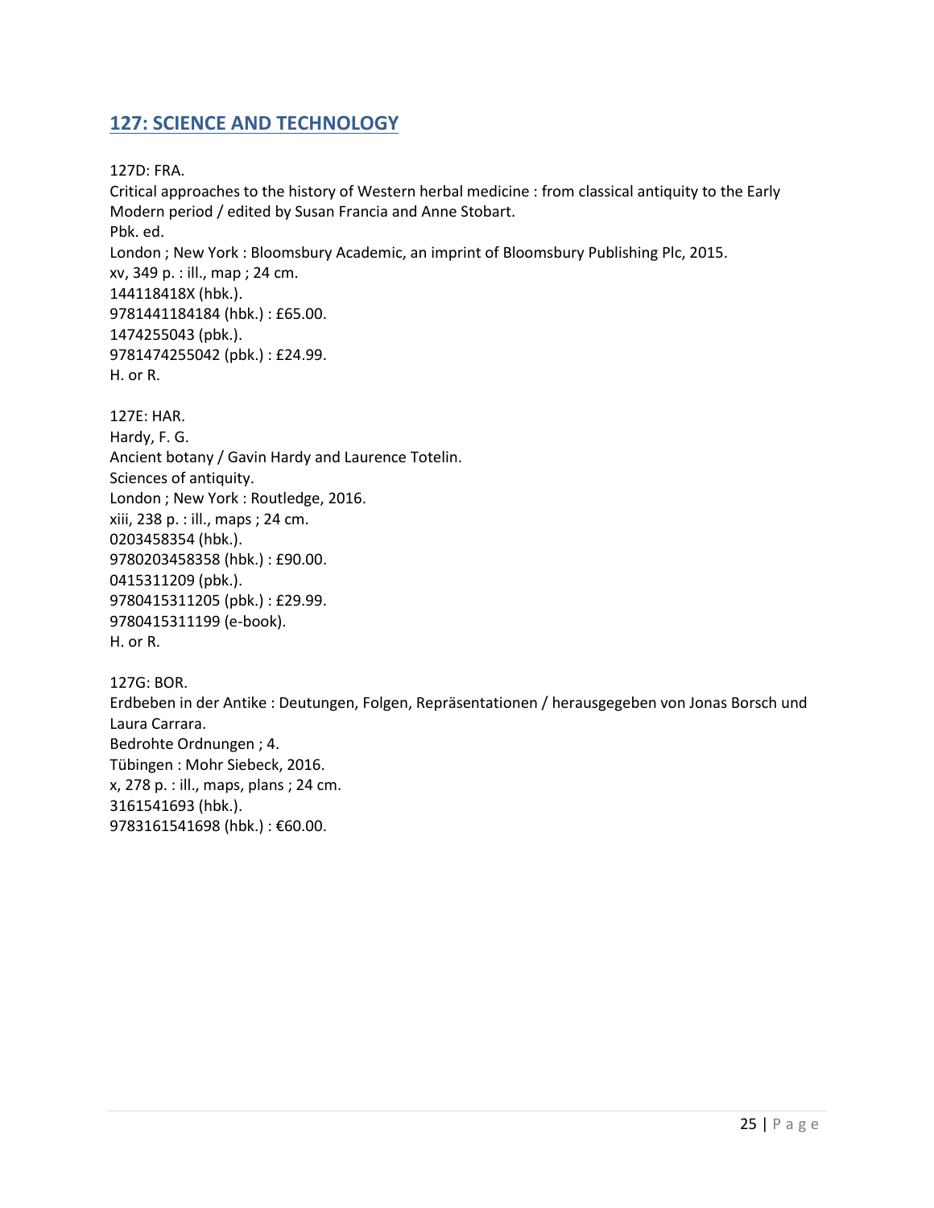## 127: SCIENCE AND TECHNOLOGY

127D: FRA.
Critical approaches to the history of Western herbal medicine : from classical antiquity to the Early Modern period / edited by Susan Francia and Anne Stobart.
Pbk. ed.
London ; New York : Bloomsbury Academic, an imprint of Bloomsbury Publishing Plc, 2015.
xv, 349 p. : ill., map ; 24 cm.
144118418X (hbk.).
9781441184184 (hbk.) : £65.00.
1474255043 (pbk.).
9781474255042 (pbk.) : £24.99.
H. or R.

127E: HAR.
Hardy, F. G.
Ancient botany / Gavin Hardy and Laurence Totelin.
Sciences of antiquity.
London ; New York : Routledge, 2016.
xiii, 238 p. : ill., maps ; 24 cm.
0203458354 (hbk.).
9780203458358 (hbk.) : £90.00.
0415311209 (pbk.).
9780415311205 (pbk.) : £29.99.
9780415311199 (e-book).
H. or R.

127G: BOR.
Erdbeben in der Antike : Deutungen, Folgen, Repräsentationen / herausgegeben von Jonas Borsch und Laura Carrara.
Bedrohte Ordnungen ; 4.
Tübingen : Mohr Siebeck, 2016.
x, 278 p. : ill., maps, plans ; 24 cm.
3161541693 (hbk.).
9783161541698 (hbk.) : €60.00.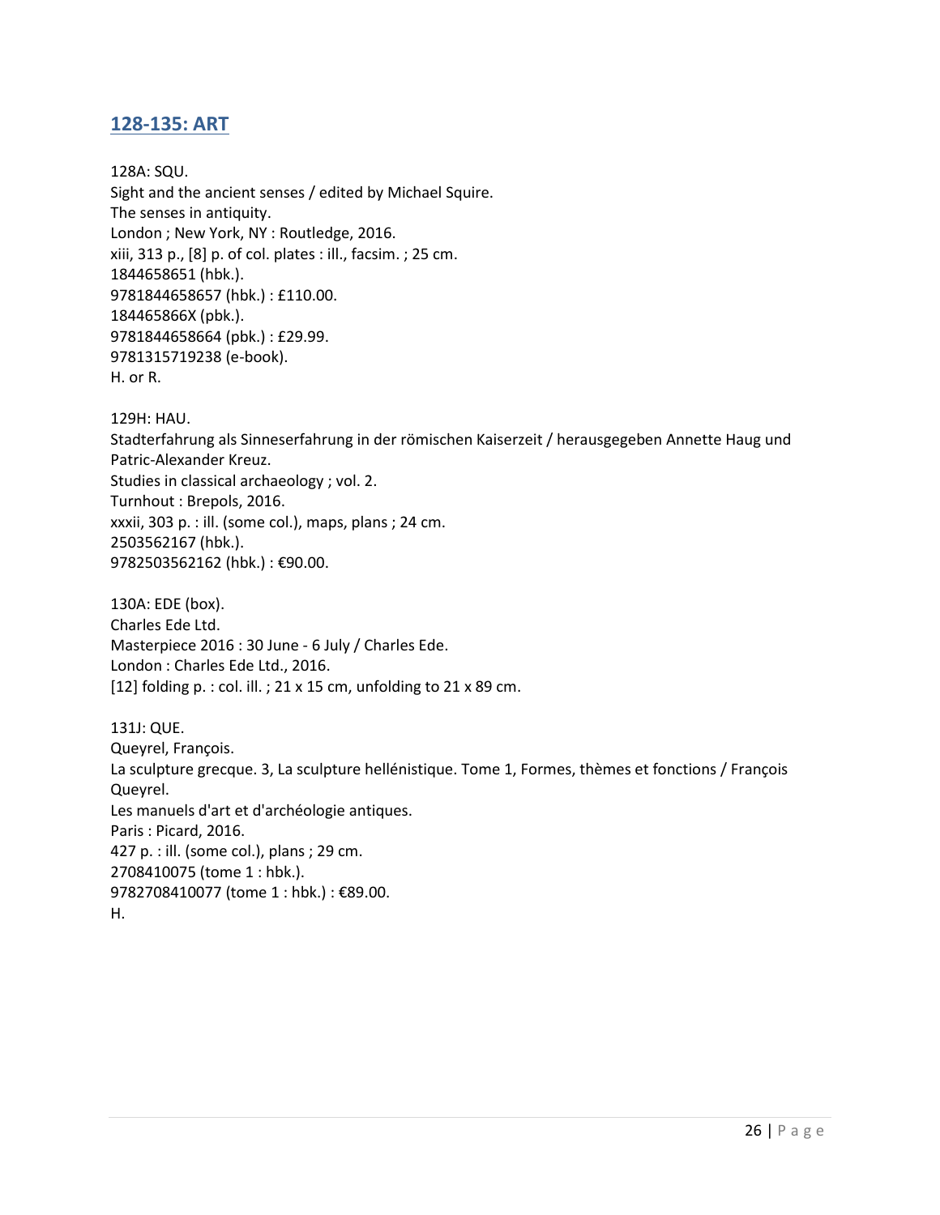## 128-135: ART

128A: SQU.
Sight and the ancient senses / edited by Michael Squire.
The senses in antiquity.
London ; New York, NY : Routledge, 2016.
xiii, 313 p., [8] p. of col. plates : ill., facsim. ; 25 cm.
1844658651 (hbk.).
9781844658657 (hbk.) : £110.00.
184465866X (pbk.).
9781844658664 (pbk.) : £29.99.
9781315719238 (e-book).
H. or R.

129H: HAU.
Stadterfahrung als Sinneserfahrung in der römischen Kaiserzeit / herausgegeben Annette Haug und Patric-Alexander Kreuz.
Studies in classical archaeology ; vol. 2.
Turnhout : Brepols, 2016.
xxxii, 303 p. : ill. (some col.), maps, plans ; 24 cm.
2503562167 (hbk.).
9782503562162 (hbk.) : €90.00.

130A: EDE (box).
Charles Ede Ltd.
Masterpiece 2016 : 30 June - 6 July / Charles Ede.
London : Charles Ede Ltd., 2016.
[12] folding p. : col. ill. ; 21 x 15 cm, unfolding to 21 x 89 cm.

131J: QUE.
Queyrel, François.
La sculpture grecque. 3, La sculpture hellénistique. Tome 1, Formes, thèmes et fonctions / François Queyrel.
Les manuels d'art et d'archéologie antiques.
Paris : Picard, 2016.
427 p. : ill. (some col.), plans ; 29 cm.
2708410075 (tome 1 : hbk.).
9782708410077 (tome 1 : hbk.) : €89.00.
H.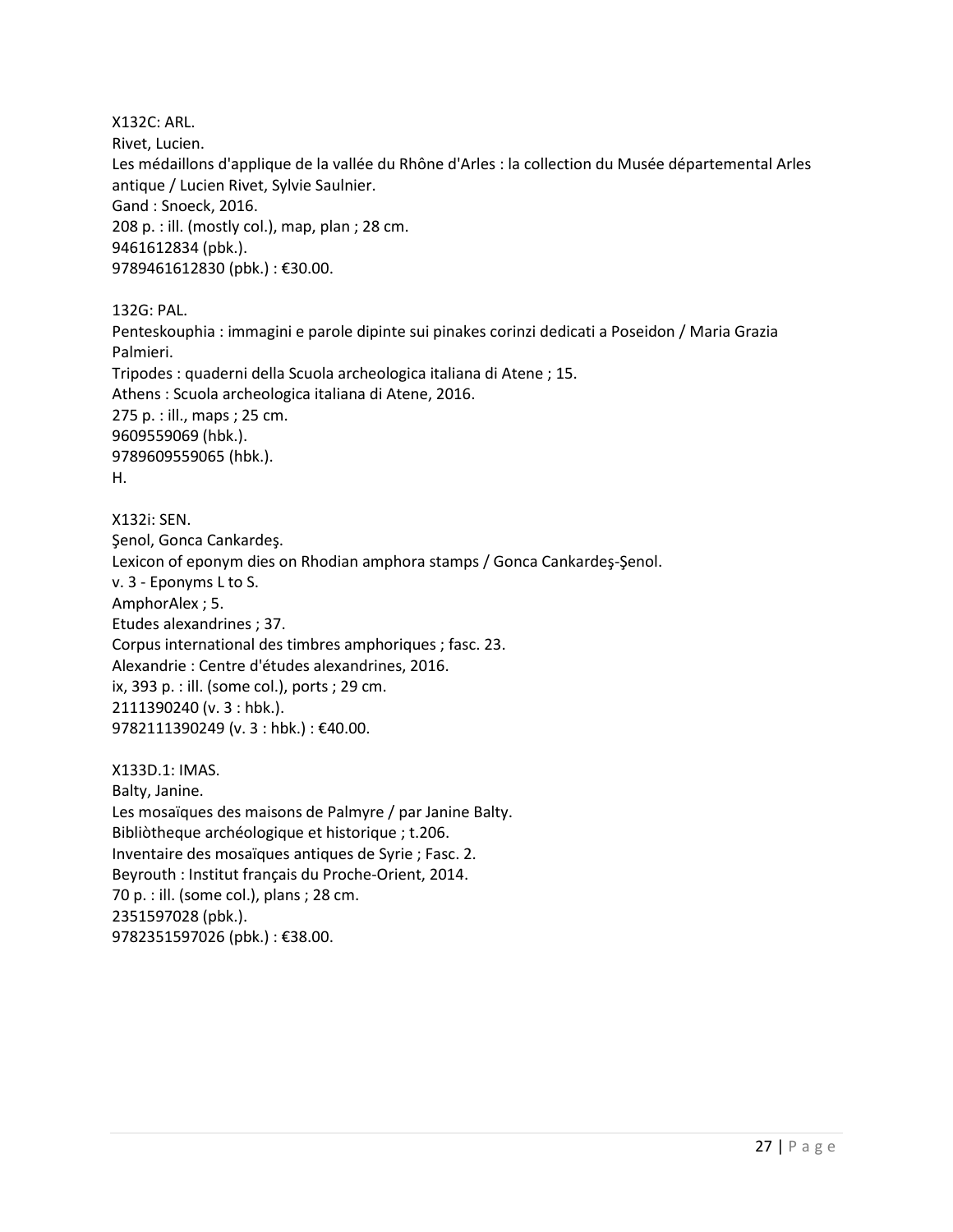X132C: ARL.
Rivet, Lucien.
Les médaillons d'applique de la vallée du Rhône d'Arles : la collection du Musée départemental Arles antique / Lucien Rivet, Sylvie Saulnier.
Gand : Snoeck, 2016.
208 p. : ill. (mostly col.), map, plan ; 28 cm.
9461612834 (pbk.).
9789461612830 (pbk.) : €30.00.

132G: PAL.
Penteskouphia : immagini e parole dipinte sui pinakes corinzi dedicati a Poseidon / Maria Grazia Palmieri.
Tripodes : quaderni della Scuola archeologica italiana di Atene ; 15.
Athens : Scuola archeologica italiana di Atene, 2016.
275 p. : ill., maps ; 25 cm.
9609559069 (hbk.).
9789609559065 (hbk.).
H.

X132i: SEN.
Şenol, Gonca Cankardeş.
Lexicon of eponym dies on Rhodian amphora stamps / Gonca Cankardeş-Şenol.
v. 3 - Eponyms L to S.
AmphorAlex ; 5.
Etudes alexandrines ; 37.
Corpus international des timbres amphoriques ; fasc. 23.
Alexandrie : Centre d'études alexandrines, 2016.
ix, 393 p. : ill. (some col.), ports ; 29 cm.
2111390240 (v. 3 : hbk.).
9782111390249 (v. 3 : hbk.) : €40.00.

X133D.1: IMAS.
Balty, Janine.
Les mosaïques des maisons de Palmyre / par Janine Balty.
Biblìotheque archéologique et historique ; t.206.
Inventaire des mosaïques antiques de Syrie ; Fasc. 2.
Beyrouth : Institut français du Proche-Orient, 2014.
70 p. : ill. (some col.), plans ; 28 cm.
2351597028 (pbk.).
9782351597026 (pbk.) : €38.00.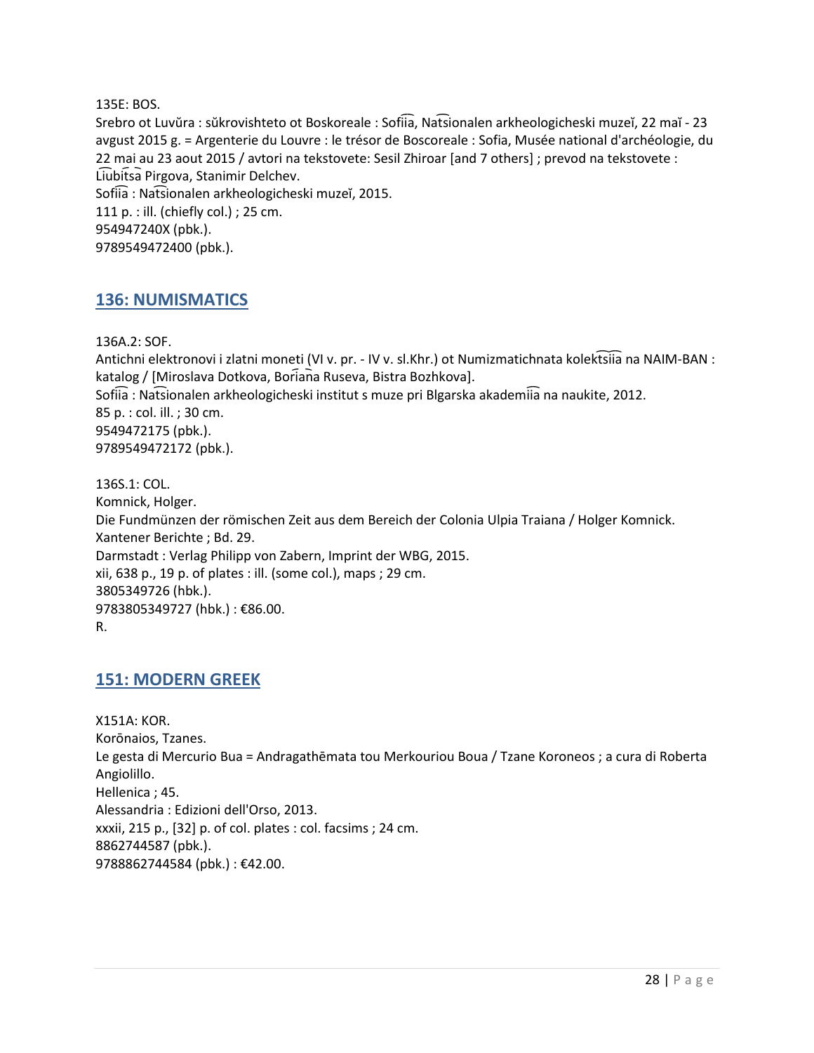135E: BOS.
Srebro ot Luvŭra : sŭkrovishteto ot Boskoreale : Sofiia, Natsionalen arkheologicheski muzeĭ, 22 maĭ - 23 avgust 2015 g. = Argenterie du Louvre : le trésor de Boscoreale : Sofia, Musée national d'archéologie, du 22 mai au 23 aout 2015 / avtori na tekstovete: Sesil Zhiroar [and 7 others] ; prevod na tekstovete : Liubitsa Pirgova, Stanimir Delchev.
Sofiia : Natsionalen arkheologicheski muzeĭ, 2015.
111 p. : ill. (chiefly col.) ; 25 cm.
954947240X (pbk.).
9789549472400 (pbk.).

## 136: NUMISMATICS

136A.2: SOF.
Antichni elektronovi i zlatni moneti (VI v. pr. - IV v. sl.Khr.) ot Numizmatichnata kolektsiia na NAIM-BAN : katalog / [Miroslava Dotkova, Boriana Ruseva, Bistra Bozhkova].
Sofiia : Natsionalen arkheologicheski institut s muze pri Blgarska akademiia na naukite, 2012.
85 p. : col. ill. ; 30 cm.
9549472175 (pbk.).
9789549472172 (pbk.).

136S.1: COL.
Komnick, Holger.
Die Fundmünzen der römischen Zeit aus dem Bereich der Colonia Ulpia Traiana / Holger Komnick.
Xantener Berichte ; Bd. 29.
Darmstadt : Verlag Philipp von Zabern, Imprint der WBG, 2015.
xii, 638 p., 19 p. of plates : ill. (some col.), maps ; 29 cm.
3805349726 (hbk.).
9783805349727 (hbk.) : €86.00.
R.

## 151: MODERN GREEK

X151A: KOR.
Korōnaios, Tzanes.
Le gesta di Mercurio Bua = Andragathēmata tou Merkouriou Boua / Tzane Koroneos ; a cura di Roberta Angiolillo.
Hellenica ; 45.
Alessandria : Edizioni dell'Orso, 2013.
xxxii, 215 p., [32] p. of col. plates : col. facsims ; 24 cm.
8862744587 (pbk.).
9788862744584 (pbk.) : €42.00.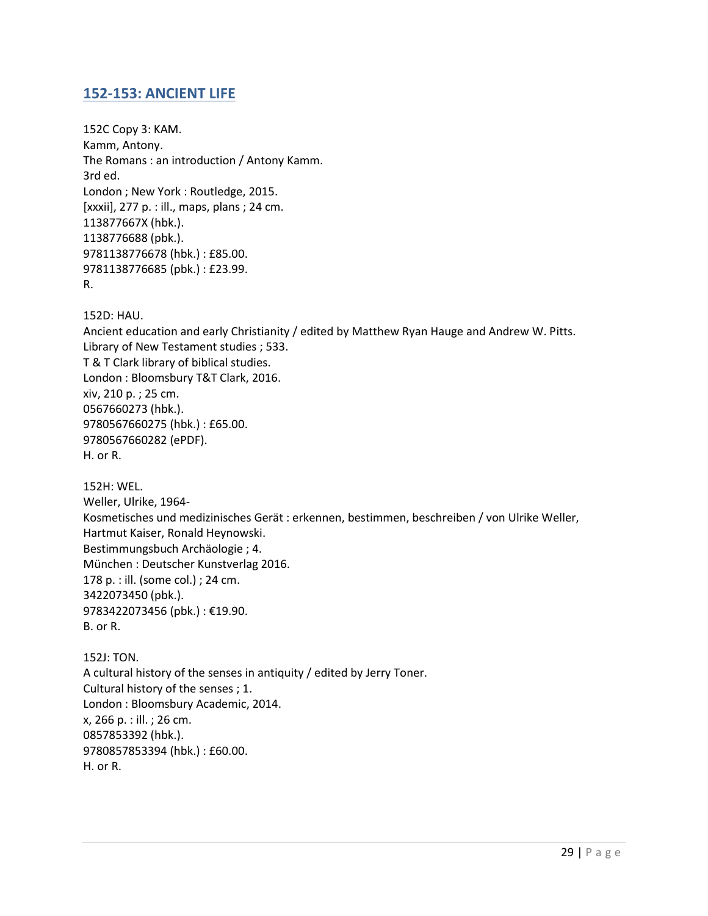## 152-153: ANCIENT LIFE

152C Copy 3: KAM.
Kamm, Antony.
The Romans : an introduction / Antony Kamm.
3rd ed.
London ; New York : Routledge, 2015.
[xxxii], 277 p. : ill., maps, plans ; 24 cm.
113877667X (hbk.).
1138776688 (pbk.).
9781138776678 (hbk.) : £85.00.
9781138776685 (pbk.) : £23.99.
R.

152D: HAU.
Ancient education and early Christianity / edited by Matthew Ryan Hauge and Andrew W. Pitts.
Library of New Testament studies ; 533.
T & T Clark library of biblical studies.
London : Bloomsbury T&T Clark, 2016.
xiv, 210 p. ; 25 cm.
0567660273 (hbk.).
9780567660275 (hbk.) : £65.00.
9780567660282 (ePDF).
H. or R.

152H: WEL.
Weller, Ulrike, 1964-
Kosmetisches und medizinisches Gerät : erkennen, bestimmen, beschreiben / von Ulrike Weller, Hartmut Kaiser, Ronald Heynowski.
Bestimmungsbuch Archäologie ; 4.
München : Deutscher Kunstverlag 2016.
178 p. : ill. (some col.) ; 24 cm.
3422073450 (pbk.).
9783422073456 (pbk.) : €19.90.
B. or R.

152J: TON.
A cultural history of the senses in antiquity / edited by Jerry Toner.
Cultural history of the senses ; 1.
London : Bloomsbury Academic, 2014.
x, 266 p. : ill. ; 26 cm.
0857853392 (hbk.).
9780857853394 (hbk.) : £60.00.
H. or R.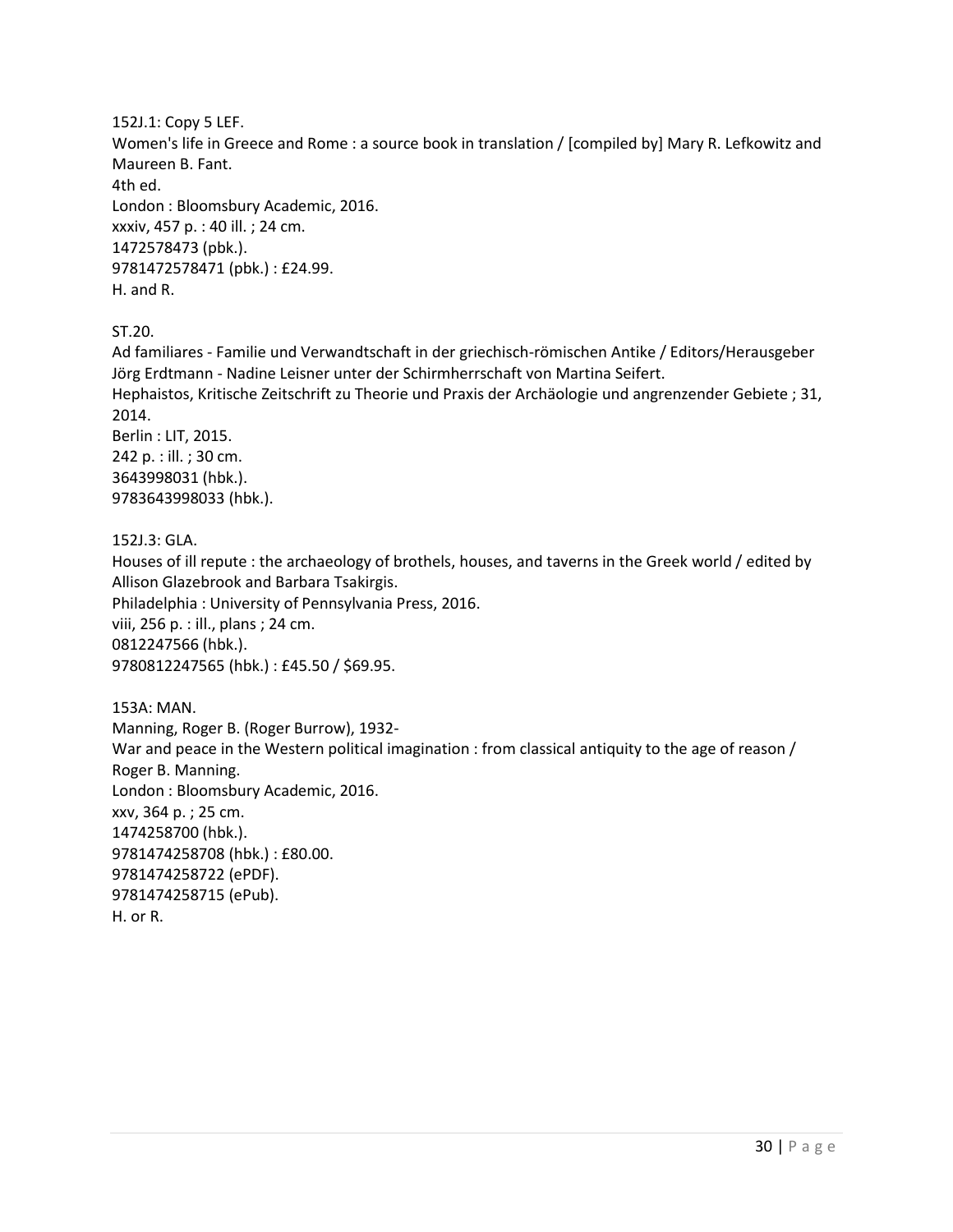152J.1: Copy 5 LEF.
Women's life in Greece and Rome : a source book in translation / [compiled by] Mary R. Lefkowitz and Maureen B. Fant.
4th ed.
London : Bloomsbury Academic, 2016.
xxxiv, 457 p. : 40 ill. ; 24 cm.
1472578473 (pbk.).
9781472578471 (pbk.) : £24.99.
H. and R.

ST.20.
Ad familiares - Familie und Verwandtschaft in der griechisch-römischen Antike / Editors/Herausgeber Jörg Erdtmann - Nadine Leisner unter der Schirmherrschaft von Martina Seifert.
Hephaistos, Kritische Zeitschrift zu Theorie und Praxis der Archäologie und angrenzender Gebiete ; 31, 2014.
Berlin : LIT, 2015.
242 p. : ill. ; 30 cm.
3643998031 (hbk.).
9783643998033 (hbk.).

152J.3: GLA.
Houses of ill repute : the archaeology of brothels, houses, and taverns in the Greek world / edited by Allison Glazebrook and Barbara Tsakirgis.
Philadelphia : University of Pennsylvania Press, 2016.
viii, 256 p. : ill., plans ; 24 cm.
0812247566 (hbk.).
9780812247565 (hbk.) : £45.50 / $69.95.

153A: MAN.
Manning, Roger B. (Roger Burrow), 1932-
War and peace in the Western political imagination : from classical antiquity to the age of reason / Roger B. Manning.
London : Bloomsbury Academic, 2016.
xxv, 364 p. ; 25 cm.
1474258700 (hbk.).
9781474258708 (hbk.) : £80.00.
9781474258722 (ePDF).
9781474258715 (ePub).
H. or R.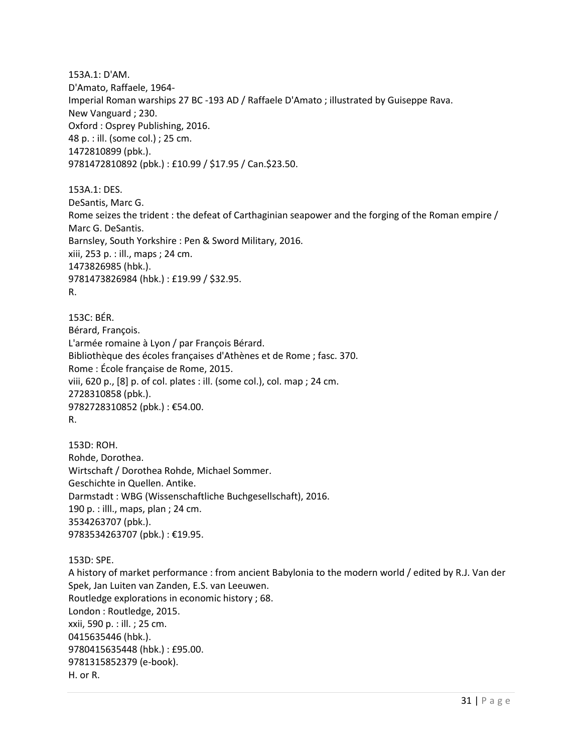153A.1: D'AM.
D'Amato, Raffaele, 1964-
Imperial Roman warships 27 BC -193 AD / Raffaele D'Amato ; illustrated by Guiseppe Rava.
New Vanguard ; 230.
Oxford : Osprey Publishing, 2016.
48 p. : ill. (some col.) ; 25 cm.
1472810899 (pbk.).
9781472810892 (pbk.) : £10.99 / $17.95 / Can.$23.50.

153A.1: DES.
DeSantis, Marc G.
Rome seizes the trident : the defeat of Carthaginian seapower and the forging of the Roman empire / Marc G. DeSantis.
Barnsley, South Yorkshire : Pen & Sword Military, 2016.
xiii, 253 p. : ill., maps ; 24 cm.
1473826985 (hbk.).
9781473826984 (hbk.) : £19.99 / $32.95.
R.

153C: BÉR.
Bérard, François.
L'armée romaine à Lyon / par François Bérard.
Bibliothèque des écoles françaises d'Athènes et de Rome ; fasc. 370.
Rome : École française de Rome, 2015.
viii, 620 p., [8] p. of col. plates : ill. (some col.), col. map ; 24 cm.
2728310858 (pbk.).
9782728310852 (pbk.) : €54.00.
R.

153D: ROH.
Rohde, Dorothea.
Wirtschaft / Dorothea Rohde, Michael Sommer.
Geschichte in Quellen. Antike.
Darmstadt : WBG (Wissenschaftliche Buchgesellschaft), 2016.
190 p. : illl., maps, plan ; 24 cm.
3534263707 (pbk.).
9783534263707 (pbk.) : €19.95.

153D: SPE.
A history of market performance : from ancient Babylonia to the modern world / edited by R.J. Van der Spek, Jan Luiten van Zanden, E.S. van Leeuwen.
Routledge explorations in economic history ; 68.
London : Routledge, 2015.
xxii, 590 p. : ill. ; 25 cm.
0415635446 (hbk.).
9780415635448 (hbk.) : £95.00.
9781315852379 (e-book).
H. or R.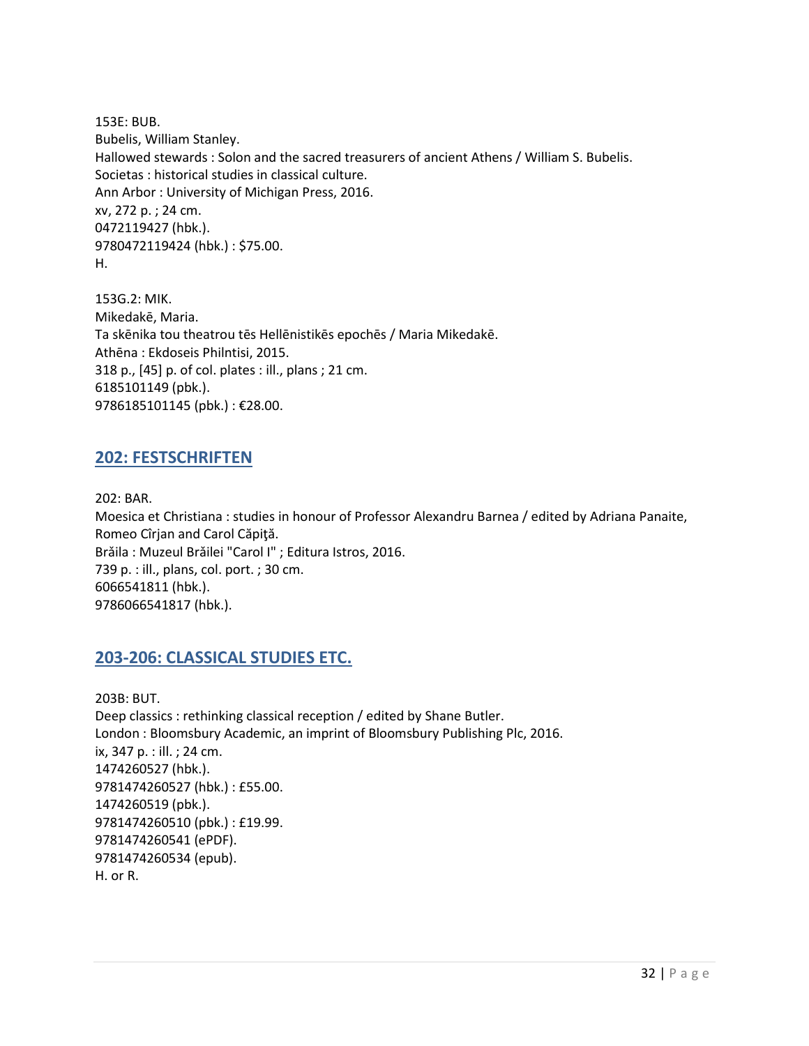153E: BUB.
Bubelis, William Stanley.
Hallowed stewards : Solon and the sacred treasurers of ancient Athens / William S. Bubelis.
Societas : historical studies in classical culture.
Ann Arbor : University of Michigan Press, 2016.
xv, 272 p. ; 24 cm.
0472119427 (hbk.).
9780472119424 (hbk.) : $75.00.
H.

153G.2: MIK.
Mikedakē, Maria.
Ta skēnika tou theatrou tēs Hellēnistikēs epochēs / Maria Mikedakē.
Athēna : Ekdoseis Philntisi, 2015.
318 p., [45] p. of col. plates : ill., plans ; 21 cm.
6185101149 (pbk.).
9786185101145 (pbk.) : €28.00.

## 202: FESTSCHRIFTEN

202: BAR.
Moesica et Christiana : studies in honour of Professor Alexandru Barnea / edited by Adriana Panaite, Romeo Cîrjan and Carol Căpiţă.
Brăila : Muzeul Brăilei "Carol I" ; Editura Istros, 2016.
739 p. : ill., plans, col. port. ; 30 cm.
6066541811 (hbk.).
9786066541817 (hbk.).

## 203-206: CLASSICAL STUDIES ETC.

203B: BUT.
Deep classics : rethinking classical reception / edited by Shane Butler.
London : Bloomsbury Academic, an imprint of Bloomsbury Publishing Plc, 2016.
ix, 347 p. : ill. ; 24 cm.
1474260527 (hbk.).
9781474260527 (hbk.) : £55.00.
1474260519 (pbk.).
9781474260510 (pbk.) : £19.99.
9781474260541 (ePDF).
9781474260534 (epub).
H. or R.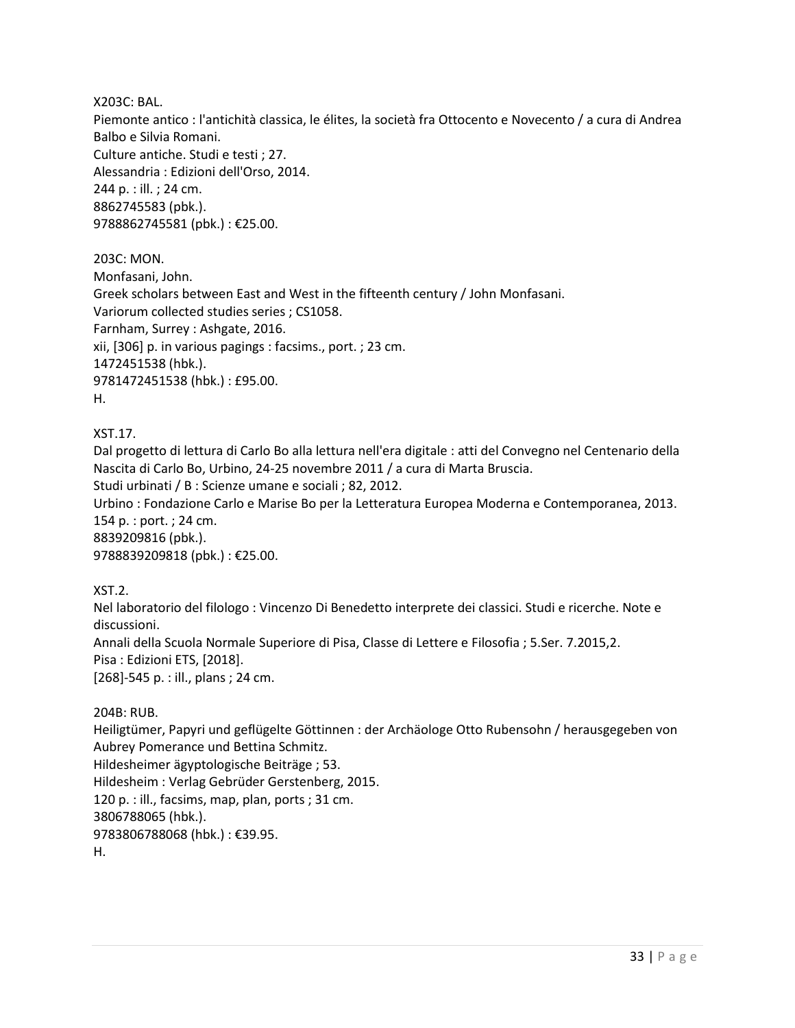X203C: BAL.  
Piemonte antico : l'antichità classica, le élites, la società fra Ottocento e Novecento / a cura di Andrea Balbo e Silvia Romani.  
Culture antiche. Studi e testi ; 27.  
Alessandria : Edizioni dell'Orso, 2014.  
244 p. : ill. ; 24 cm.  
8862745583 (pbk.).  
9788862745581 (pbk.) : €25.00.

203C: MON.  
Monfasani, John.  
Greek scholars between East and West in the fifteenth century / John Monfasani.  
Variorum collected studies series ; CS1058.  
Farnham, Surrey : Ashgate, 2016.  
xii, [306] p. in various pagings : facsims., port. ; 23 cm.  
1472451538 (hbk.).  
9781472451538 (hbk.) : £95.00.  
H.

XST.17.  
Dal progetto di lettura di Carlo Bo alla lettura nell'era digitale : atti del Convegno nel Centenario della Nascita di Carlo Bo, Urbino, 24-25 novembre 2011 / a cura di Marta Bruscia.  
Studi urbinati / B : Scienze umane e sociali ; 82, 2012.  
Urbino : Fondazione Carlo e Marise Bo per la Letteratura Europea Moderna e Contemporanea, 2013.  
154 p. : port. ; 24 cm.  
8839209816 (pbk.).  
9788839209818 (pbk.) : €25.00.

XST.2.  
Nel laboratorio del filologo : Vincenzo Di Benedetto interprete dei classici. Studi e ricerche. Note e discussioni.  
Annali della Scuola Normale Superiore di Pisa, Classe di Lettere e Filosofia ; 5.Ser. 7.2015,2.  
Pisa : Edizioni ETS, [2018].  
[268]-545 p. : ill., plans ; 24 cm.

204B: RUB.  
Heiligtümer, Papyri und geflügelte Göttinnen : der Archäologe Otto Rubensohn / herausgegeben von Aubrey Pomerance und Bettina Schmitz.  
Hildesheimer ägyptologische Beiträge ; 53.  
Hildesheim : Verlag Gebrüder Gerstenberg, 2015.  
120 p. : ill., facsims, map, plan, ports ; 31 cm.  
3806788065 (hbk.).  
9783806788068 (hbk.) : €39.95.  
H.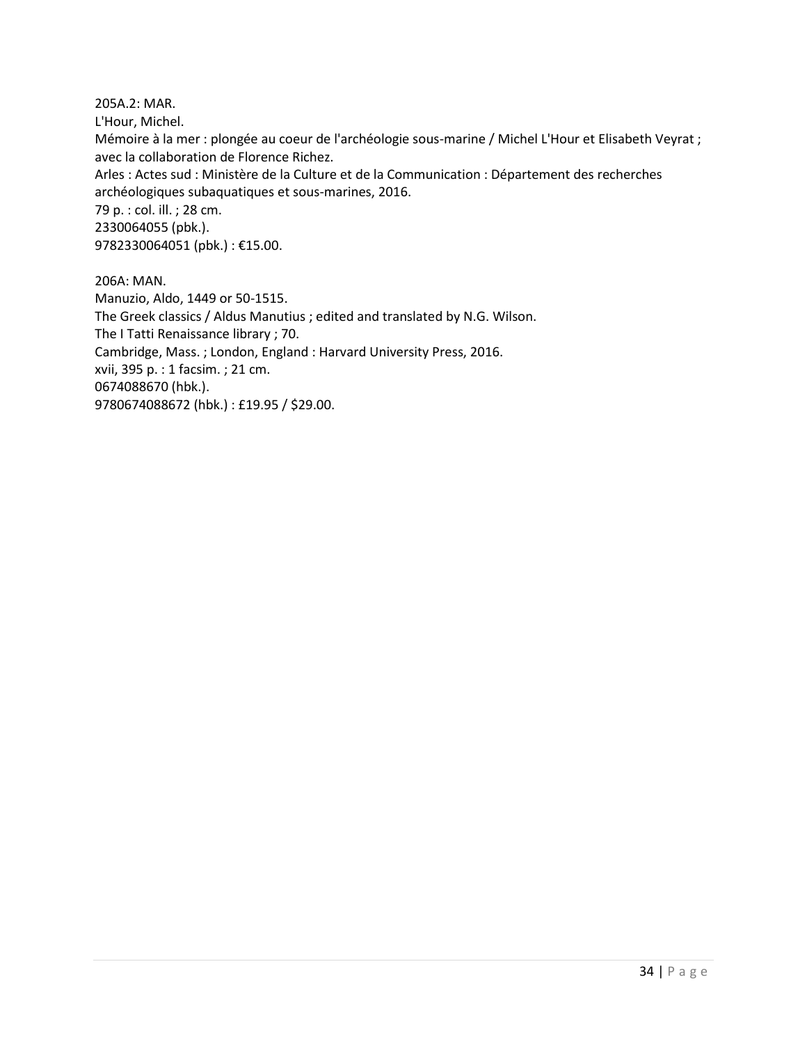205A.2: MAR.
L'Hour, Michel.
Mémoire à la mer : plongée au coeur de l'archéologie sous-marine / Michel L'Hour et Elisabeth Veyrat ; avec la collaboration de Florence Richez.
Arles : Actes sud : Ministère de la Culture et de la Communication : Département des recherches archéologiques subaquatiques et sous-marines, 2016.
79 p. : col. ill. ; 28 cm.
2330064055 (pbk.).
9782330064051 (pbk.) : €15.00.

206A: MAN.
Manuzio, Aldo, 1449 or 50-1515.
The Greek classics / Aldus Manutius ; edited and translated by N.G. Wilson.
The I Tatti Renaissance library ; 70.
Cambridge, Mass. ; London, England : Harvard University Press, 2016.
xvii, 395 p. : 1 facsim. ; 21 cm.
0674088670 (hbk.).
9780674088672 (hbk.) : £19.95 / $29.00.